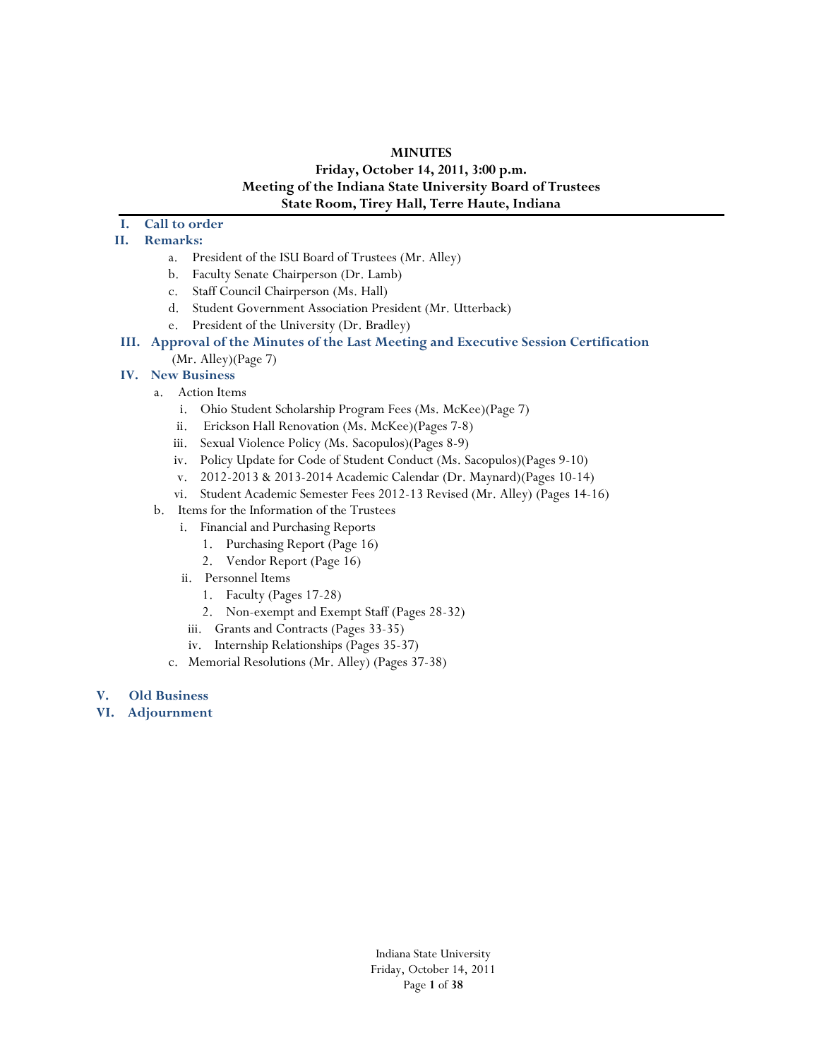**MINUTES**

**Friday, October 14, 2011, 3:00 p.m.**

**Meeting of the Indiana State University Board of Trustees**

**State Room, Tirey Hall, Terre Haute, Indiana**

---

**I. Call to order**

**II. Remarks:**

- a. President of the ISU Board of Trustees (Mr. Alley)
- b. Faculty Senate Chairperson (Dr. Lamb)
- c. Staff Council Chairperson (Ms. Hall)
- d. Student Government Association President (Mr. Utterback)
- e. President of the University (Dr. Bradley)

**III. Approval of the Minutes of the Last Meeting and Executive Session Certification** (Mr. Alley)(Page 7)

**IV. New Business**

- a. Action Items
  - i. Ohio Student Scholarship Program Fees (Ms. McKee)(Page 7)
  - ii. Erickson Hall Renovation (Ms. McKee)(Pages 7-8)
  - iii. Sexual Violence Policy (Ms. Sacopulos)(Pages 8-9)
  - iv. Policy Update for Code of Student Conduct (Ms. Sacopulos)(Pages 9-10)
  - v. 2012-2013 & 2013-2014 Academic Calendar (Dr. Maynard)(Pages 10-14)
  - vi. Student Academic Semester Fees 2012-13 Revised (Mr. Alley) (Pages 14-16)
- b. Items for the Information of the Trustees
  - i. Financial and Purchasing Reports
    1. Purchasing Report (Page 16)
    2. Vendor Report (Page 16)
  - ii. Personnel Items
    1. Faculty (Pages 17-28)
    2. Non-exempt and Exempt Staff (Pages 28-32)
  - iii. Grants and Contracts (Pages 33-35)
  - iv. Internship Relationships (Pages 35-37)
- c. Memorial Resolutions (Mr. Alley) (Pages 37-38)

**V. Old Business**

**VI. Adjournment**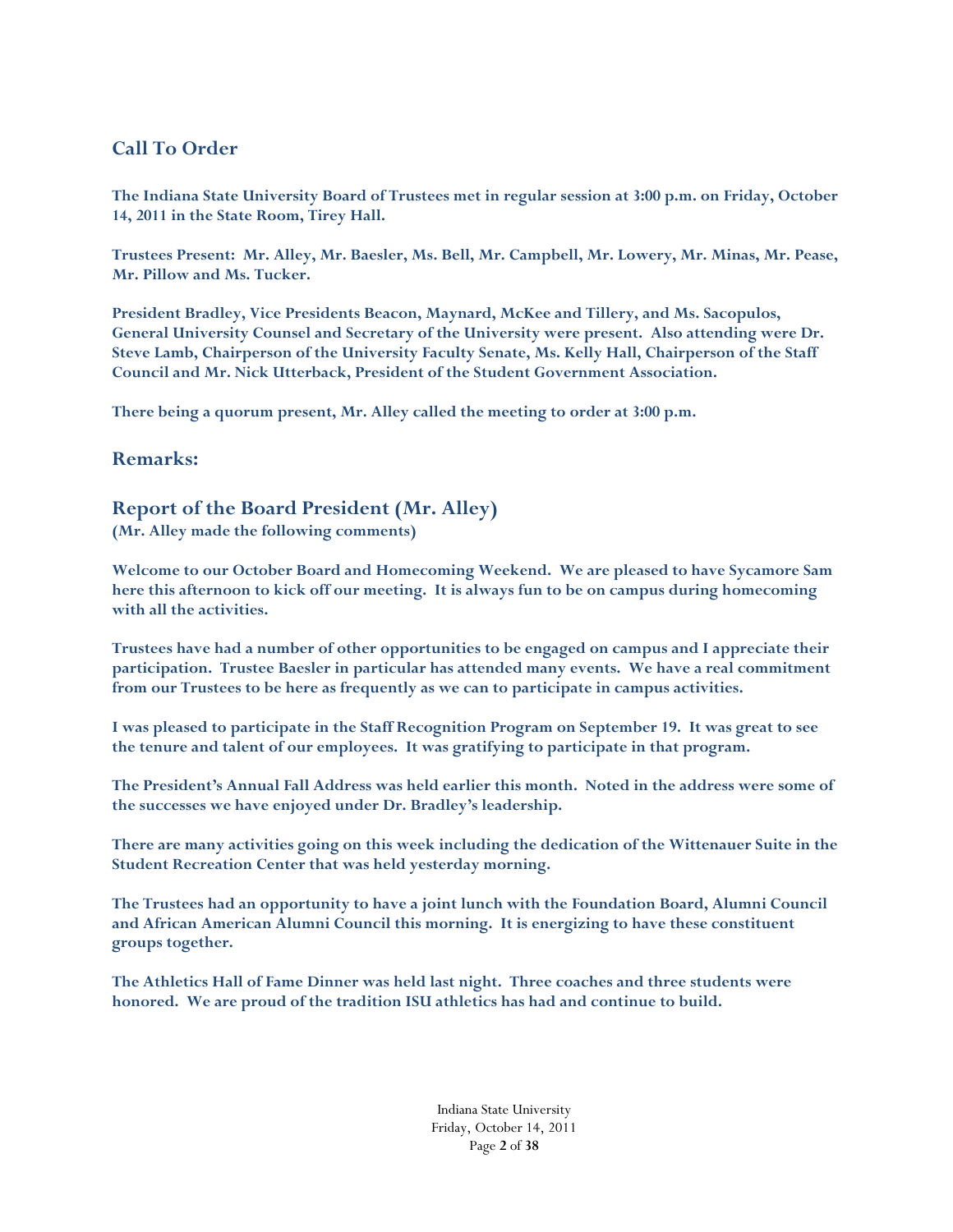## Call To Order

**The Indiana State University Board of Trustees met in regular session at 3:00 p.m. on Friday, October 14, 2011 in the State Room, Tirey Hall.**

**Trustees Present: Mr. Alley, Mr. Baesler, Ms. Bell, Mr. Campbell, Mr. Lowery, Mr. Minas, Mr. Pease, Mr. Pillow and Ms. Tucker.**

**President Bradley, Vice Presidents Beacon, Maynard, McKee and Tillery, and Ms. Sacopulos, General University Counsel and Secretary of the University were present. Also attending were Dr. Steve Lamb, Chairperson of the University Faculty Senate, Ms. Kelly Hall, Chairperson of the Staff Council and Mr. Nick Utterback, President of the Student Government Association.**

**There being a quorum present, Mr. Alley called the meeting to order at 3:00 p.m.**

## Remarks:

## Report of the Board President (Mr. Alley)

**(Mr. Alley made the following comments)**

**Welcome to our October Board and Homecoming Weekend. We are pleased to have Sycamore Sam here this afternoon to kick off our meeting. It is always fun to be on campus during homecoming with all the activities.**

**Trustees have had a number of other opportunities to be engaged on campus and I appreciate their participation. Trustee Baesler in particular has attended many events. We have a real commitment from our Trustees to be here as frequently as we can to participate in campus activities.**

**I was pleased to participate in the Staff Recognition Program on September 19. It was great to see the tenure and talent of our employees. It was gratifying to participate in that program.**

**The President's Annual Fall Address was held earlier this month. Noted in the address were some of the successes we have enjoyed under Dr. Bradley's leadership.**

**There are many activities going on this week including the dedication of the Wittenauer Suite in the Student Recreation Center that was held yesterday morning.**

**The Trustees had an opportunity to have a joint lunch with the Foundation Board, Alumni Council and African American Alumni Council this morning. It is energizing to have these constituent groups together.**

**The Athletics Hall of Fame Dinner was held last night. Three coaches and three students were honored. We are proud of the tradition ISU athletics has had and continue to build.**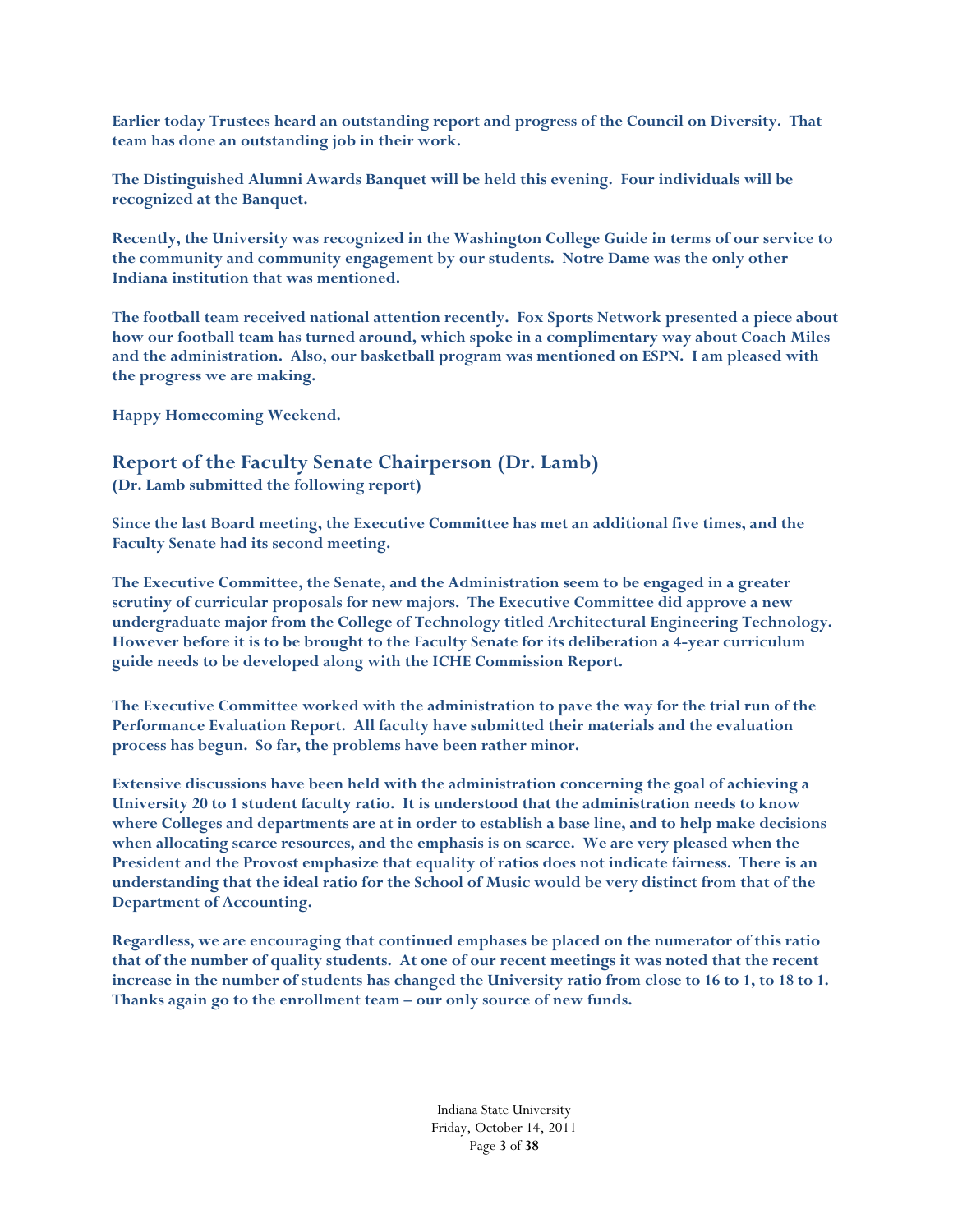**Earlier today Trustees heard an outstanding report and progress of the Council on Diversity. That team has done an outstanding job in their work.**

**The Distinguished Alumni Awards Banquet will be held this evening. Four individuals will be recognized at the Banquet.**

**Recently, the University was recognized in the Washington College Guide in terms of our service to the community and community engagement by our students. Notre Dame was the only other Indiana institution that was mentioned.**

**The football team received national attention recently. Fox Sports Network presented a piece about how our football team has turned around, which spoke in a complimentary way about Coach Miles and the administration. Also, our basketball program was mentioned on ESPN. I am pleased with the progress we are making.**

**Happy Homecoming Weekend.**

## Report of the Faculty Senate Chairperson (Dr. Lamb)

**(Dr. Lamb submitted the following report)**

**Since the last Board meeting, the Executive Committee has met an additional five times, and the Faculty Senate had its second meeting.**

**The Executive Committee, the Senate, and the Administration seem to be engaged in a greater scrutiny of curricular proposals for new majors. The Executive Committee did approve a new undergraduate major from the College of Technology titled Architectural Engineering Technology. However before it is to be brought to the Faculty Senate for its deliberation a 4-year curriculum guide needs to be developed along with the ICHE Commission Report.**

**The Executive Committee worked with the administration to pave the way for the trial run of the Performance Evaluation Report. All faculty have submitted their materials and the evaluation process has begun. So far, the problems have been rather minor.**

**Extensive discussions have been held with the administration concerning the goal of achieving a University 20 to 1 student faculty ratio. It is understood that the administration needs to know where Colleges and departments are at in order to establish a base line, and to help make decisions when allocating scarce resources, and the emphasis is on scarce. We are very pleased when the President and the Provost emphasize that equality of ratios does not indicate fairness. There is an understanding that the ideal ratio for the School of Music would be very distinct from that of the Department of Accounting.**

**Regardless, we are encouraging that continued emphases be placed on the numerator of this ratio that of the number of quality students. At one of our recent meetings it was noted that the recent increase in the number of students has changed the University ratio from close to 16 to 1, to 18 to 1. Thanks again go to the enrollment team – our only source of new funds.**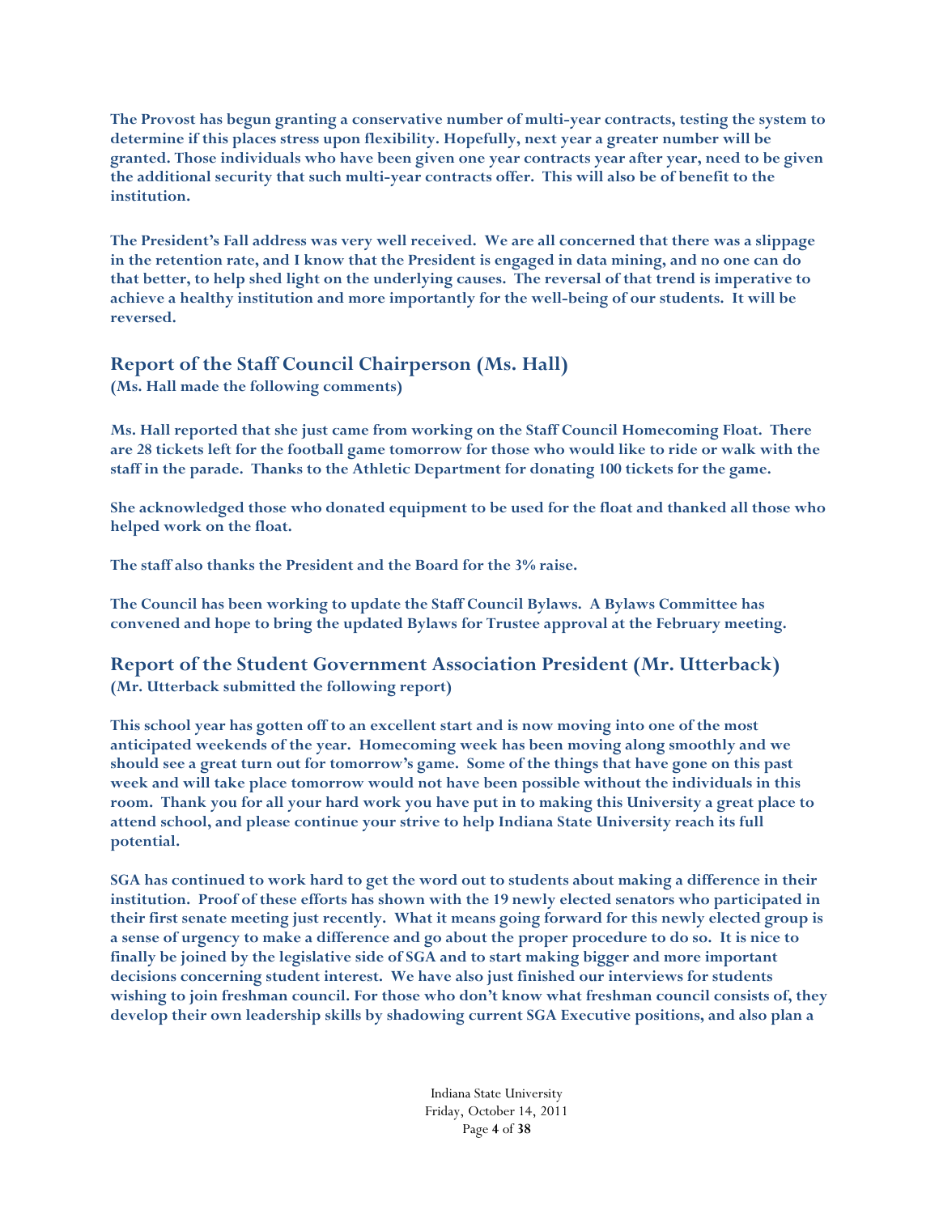**The Provost has begun granting a conservative number of multi-year contracts, testing the system to determine if this places stress upon flexibility. Hopefully, next year a greater number will be granted. Those individuals who have been given one year contracts year after year, need to be given the additional security that such multi-year contracts offer. This will also be of benefit to the institution.**

**The President's Fall address was very well received. We are all concerned that there was a slippage in the retention rate, and I know that the President is engaged in data mining, and no one can do that better, to help shed light on the underlying causes. The reversal of that trend is imperative to achieve a healthy institution and more importantly for the well-being of our students. It will be reversed.**

## Report of the Staff Council Chairperson (Ms. Hall)

**(Ms. Hall made the following comments)**

**Ms. Hall reported that she just came from working on the Staff Council Homecoming Float. There are 28 tickets left for the football game tomorrow for those who would like to ride or walk with the staff in the parade. Thanks to the Athletic Department for donating 100 tickets for the game.**

**She acknowledged those who donated equipment to be used for the float and thanked all those who helped work on the float.**

**The staff also thanks the President and the Board for the 3% raise.**

**The Council has been working to update the Staff Council Bylaws. A Bylaws Committee has convened and hope to bring the updated Bylaws for Trustee approval at the February meeting.**

## Report of the Student Government Association President (Mr. Utterback)

**(Mr. Utterback submitted the following report)**

**This school year has gotten off to an excellent start and is now moving into one of the most anticipated weekends of the year. Homecoming week has been moving along smoothly and we should see a great turn out for tomorrow's game. Some of the things that have gone on this past week and will take place tomorrow would not have been possible without the individuals in this room. Thank you for all your hard work you have put in to making this University a great place to attend school, and please continue your strive to help Indiana State University reach its full potential.**

**SGA has continued to work hard to get the word out to students about making a difference in their institution. Proof of these efforts has shown with the 19 newly elected senators who participated in their first senate meeting just recently. What it means going forward for this newly elected group is a sense of urgency to make a difference and go about the proper procedure to do so. It is nice to finally be joined by the legislative side of SGA and to start making bigger and more important decisions concerning student interest. We have also just finished our interviews for students wishing to join freshman council. For those who don't know what freshman council consists of, they develop their own leadership skills by shadowing current SGA Executive positions, and also plan a**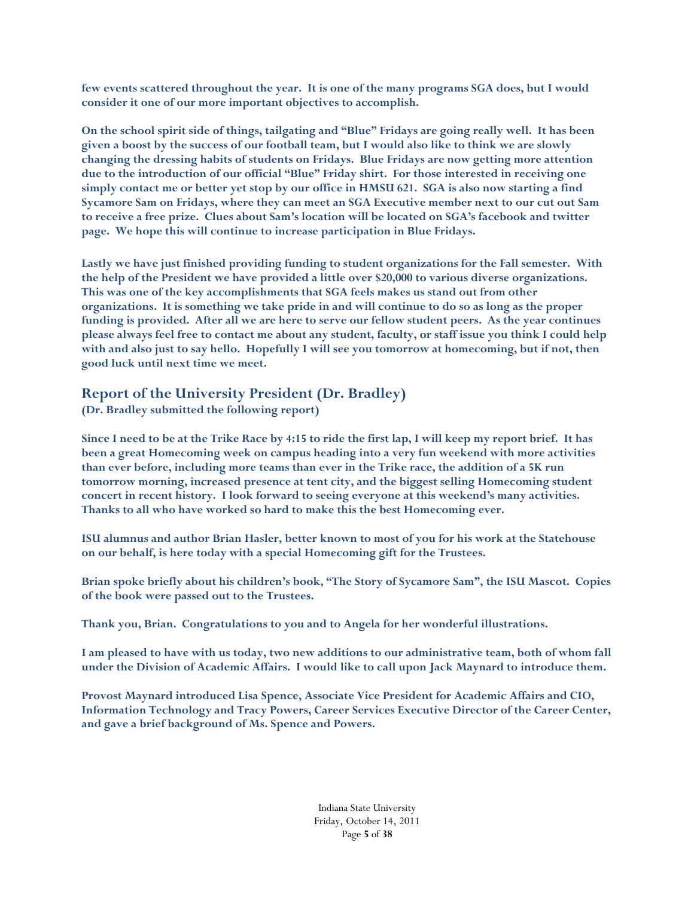**few events scattered throughout the year. It is one of the many programs SGA does, but I would consider it one of our more important objectives to accomplish.**

**On the school spirit side of things, tailgating and "Blue" Fridays are going really well. It has been given a boost by the success of our football team, but I would also like to think we are slowly changing the dressing habits of students on Fridays. Blue Fridays are now getting more attention due to the introduction of our official "Blue" Friday shirt. For those interested in receiving one simply contact me or better yet stop by our office in HMSU 621. SGA is also now starting a find Sycamore Sam on Fridays, where they can meet an SGA Executive member next to our cut out Sam to receive a free prize. Clues about Sam's location will be located on SGA's facebook and twitter page. We hope this will continue to increase participation in Blue Fridays.**

**Lastly we have just finished providing funding to student organizations for the Fall semester. With the help of the President we have provided a little over $20,000 to various diverse organizations. This was one of the key accomplishments that SGA feels makes us stand out from other organizations. It is something we take pride in and will continue to do so as long as the proper funding is provided. After all we are here to serve our fellow student peers. As the year continues please always feel free to contact me about any student, faculty, or staff issue you think I could help with and also just to say hello. Hopefully I will see you tomorrow at homecoming, but if not, then good luck until next time we meet.**

## Report of the University President (Dr. Bradley)

**(Dr. Bradley submitted the following report)**

**Since I need to be at the Trike Race by 4:15 to ride the first lap, I will keep my report brief. It has been a great Homecoming week on campus heading into a very fun weekend with more activities than ever before, including more teams than ever in the Trike race, the addition of a 5K run tomorrow morning, increased presence at tent city, and the biggest selling Homecoming student concert in recent history. I look forward to seeing everyone at this weekend's many activities. Thanks to all who have worked so hard to make this the best Homecoming ever.**

**ISU alumnus and author Brian Hasler, better known to most of you for his work at the Statehouse on our behalf, is here today with a special Homecoming gift for the Trustees.**

**Brian spoke briefly about his children's book, "The Story of Sycamore Sam", the ISU Mascot. Copies of the book were passed out to the Trustees.**

**Thank you, Brian. Congratulations to you and to Angela for her wonderful illustrations.**

**I am pleased to have with us today, two new additions to our administrative team, both of whom fall under the Division of Academic Affairs. I would like to call upon Jack Maynard to introduce them.**

**Provost Maynard introduced Lisa Spence, Associate Vice President for Academic Affairs and CIO, Information Technology and Tracy Powers, Career Services Executive Director of the Career Center, and gave a brief background of Ms. Spence and Powers.**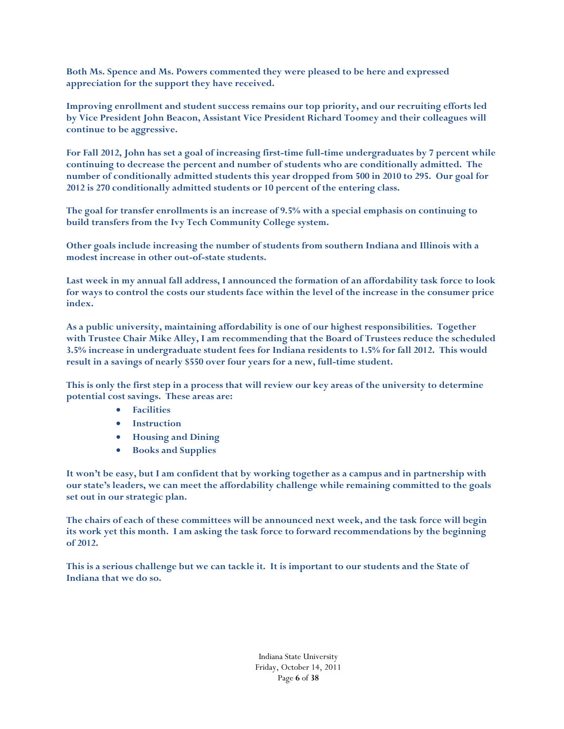**Both Ms. Spence and Ms. Powers commented they were pleased to be here and expressed appreciation for the support they have received.**

**Improving enrollment and student success remains our top priority, and our recruiting efforts led by Vice President John Beacon, Assistant Vice President Richard Toomey and their colleagues will continue to be aggressive.**

**For Fall 2012, John has set a goal of increasing first-time full-time undergraduates by 7 percent while continuing to decrease the percent and number of students who are conditionally admitted. The number of conditionally admitted students this year dropped from 500 in 2010 to 295. Our goal for 2012 is 270 conditionally admitted students or 10 percent of the entering class.**

**The goal for transfer enrollments is an increase of 9.5% with a special emphasis on continuing to build transfers from the Ivy Tech Community College system.**

**Other goals include increasing the number of students from southern Indiana and Illinois with a modest increase in other out-of-state students.**

**Last week in my annual fall address, I announced the formation of an affordability task force to look for ways to control the costs our students face within the level of the increase in the consumer price index.**

**As a public university, maintaining affordability is one of our highest responsibilities. Together with Trustee Chair Mike Alley, I am recommending that the Board of Trustees reduce the scheduled 3.5% increase in undergraduate student fees for Indiana residents to 1.5% for fall 2012. This would result in a savings of nearly $550 over four years for a new, full-time student.**

**This is only the first step in a process that will review our key areas of the university to determine potential cost savings. These areas are:**

- **Facilities**
- **Instruction**
- **Housing and Dining**
- **Books and Supplies**

**It won't be easy, but I am confident that by working together as a campus and in partnership with our state's leaders, we can meet the affordability challenge while remaining committed to the goals set out in our strategic plan.**

**The chairs of each of these committees will be announced next week, and the task force will begin its work yet this month. I am asking the task force to forward recommendations by the beginning of 2012.**

**This is a serious challenge but we can tackle it. It is important to our students and the State of Indiana that we do so.**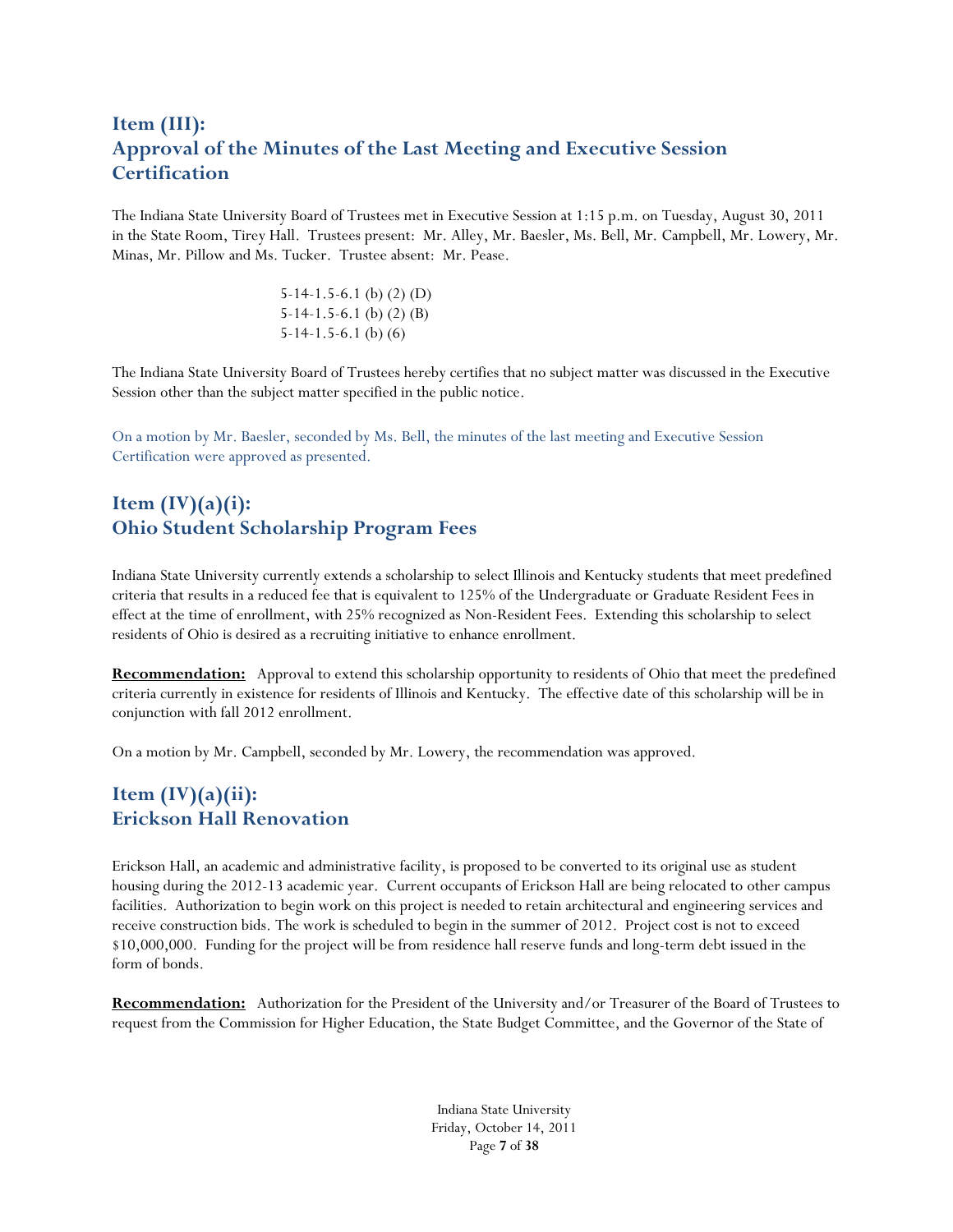## Item (III): Approval of the Minutes of the Last Meeting and Executive Session Certification

The Indiana State University Board of Trustees met in Executive Session at 1:15 p.m. on Tuesday, August 30, 2011 in the State Room, Tirey Hall. Trustees present: Mr. Alley, Mr. Baesler, Ms. Bell, Mr. Campbell, Mr. Lowery, Mr. Minas, Mr. Pillow and Ms. Tucker. Trustee absent: Mr. Pease.

5-14-1.5-6.1 (b) (2) (D)
5-14-1.5-6.1 (b) (2) (B)
5-14-1.5-6.1 (b) (6)

The Indiana State University Board of Trustees hereby certifies that no subject matter was discussed in the Executive Session other than the subject matter specified in the public notice.

On a motion by Mr. Baesler, seconded by Ms. Bell, the minutes of the last meeting and Executive Session Certification were approved as presented.

## Item (IV)(a)(i): Ohio Student Scholarship Program Fees

Indiana State University currently extends a scholarship to select Illinois and Kentucky students that meet predefined criteria that results in a reduced fee that is equivalent to 125% of the Undergraduate or Graduate Resident Fees in effect at the time of enrollment, with 25% recognized as Non-Resident Fees. Extending this scholarship to select residents of Ohio is desired as a recruiting initiative to enhance enrollment.

**Recommendation:** Approval to extend this scholarship opportunity to residents of Ohio that meet the predefined criteria currently in existence for residents of Illinois and Kentucky. The effective date of this scholarship will be in conjunction with fall 2012 enrollment.

On a motion by Mr. Campbell, seconded by Mr. Lowery, the recommendation was approved.

## Item (IV)(a)(ii): Erickson Hall Renovation

Erickson Hall, an academic and administrative facility, is proposed to be converted to its original use as student housing during the 2012-13 academic year. Current occupants of Erickson Hall are being relocated to other campus facilities. Authorization to begin work on this project is needed to retain architectural and engineering services and receive construction bids. The work is scheduled to begin in the summer of 2012. Project cost is not to exceed $10,000,000. Funding for the project will be from residence hall reserve funds and long-term debt issued in the form of bonds.

**Recommendation:** Authorization for the President of the University and/or Treasurer of the Board of Trustees to request from the Commission for Higher Education, the State Budget Committee, and the Governor of the State of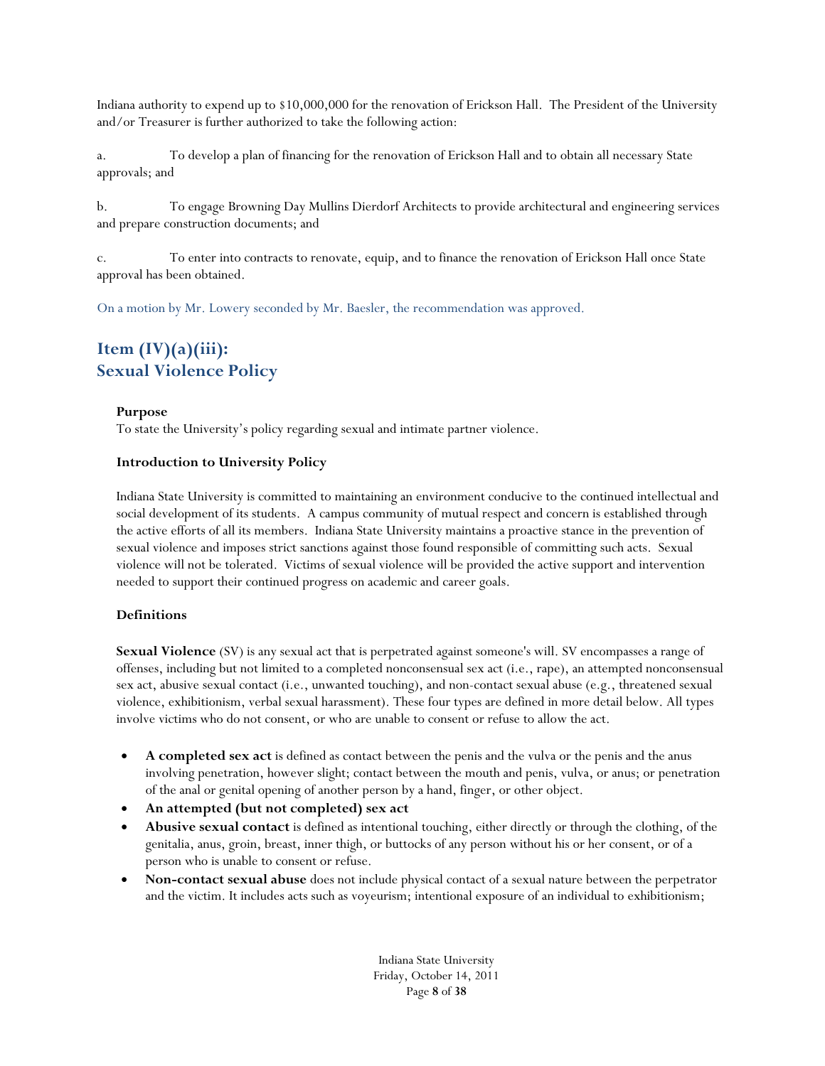Indiana authority to expend up to $10,000,000 for the renovation of Erickson Hall. The President of the University and/or Treasurer is further authorized to take the following action:

a. To develop a plan of financing for the renovation of Erickson Hall and to obtain all necessary State approvals; and

b. To engage Browning Day Mullins Dierdorf Architects to provide architectural and engineering services and prepare construction documents; and

c. To enter into contracts to renovate, equip, and to finance the renovation of Erickson Hall once State approval has been obtained.

On a motion by Mr. Lowery seconded by Mr. Baesler, the recommendation was approved.

## Item (IV)(a)(iii): Sexual Violence Policy

**Purpose**

To state the University's policy regarding sexual and intimate partner violence.

**Introduction to University Policy**

Indiana State University is committed to maintaining an environment conducive to the continued intellectual and social development of its students. A campus community of mutual respect and concern is established through the active efforts of all its members. Indiana State University maintains a proactive stance in the prevention of sexual violence and imposes strict sanctions against those found responsible of committing such acts. Sexual violence will not be tolerated. Victims of sexual violence will be provided the active support and intervention needed to support their continued progress on academic and career goals.

**Definitions**

**Sexual Violence** (SV) is any sexual act that is perpetrated against someone's will. SV encompasses a range of offenses, including but not limited to a completed nonconsensual sex act (i.e., rape), an attempted nonconsensual sex act, abusive sexual contact (i.e., unwanted touching), and non-contact sexual abuse (e.g., threatened sexual violence, exhibitionism, verbal sexual harassment). These four types are defined in more detail below. All types involve victims who do not consent, or who are unable to consent or refuse to allow the act.

- **A completed sex act** is defined as contact between the penis and the vulva or the penis and the anus involving penetration, however slight; contact between the mouth and penis, vulva, or anus; or penetration of the anal or genital opening of another person by a hand, finger, or other object.
- **An attempted (but not completed) sex act**
- **Abusive sexual contact** is defined as intentional touching, either directly or through the clothing, of the genitalia, anus, groin, breast, inner thigh, or buttocks of any person without his or her consent, or of a person who is unable to consent or refuse.
- **Non-contact sexual abuse** does not include physical contact of a sexual nature between the perpetrator and the victim. It includes acts such as voyeurism; intentional exposure of an individual to exhibitionism;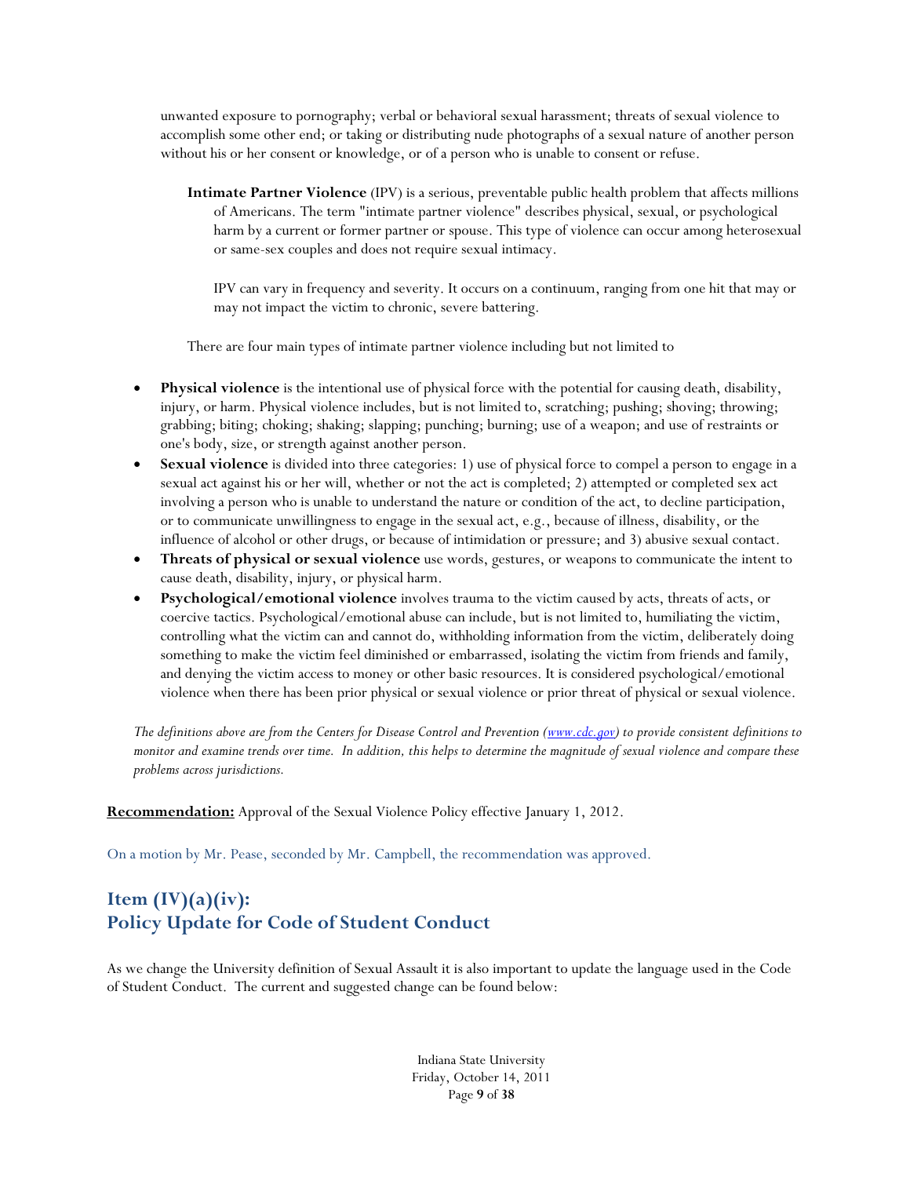unwanted exposure to pornography; verbal or behavioral sexual harassment; threats of sexual violence to accomplish some other end; or taking or distributing nude photographs of a sexual nature of another person without his or her consent or knowledge, or of a person who is unable to consent or refuse.

**Intimate Partner Violence** (IPV) is a serious, preventable public health problem that affects millions of Americans. The term "intimate partner violence" describes physical, sexual, or psychological harm by a current or former partner or spouse. This type of violence can occur among heterosexual or same-sex couples and does not require sexual intimacy.

IPV can vary in frequency and severity. It occurs on a continuum, ranging from one hit that may or may not impact the victim to chronic, severe battering.

There are four main types of intimate partner violence including but not limited to

- **Physical violence** is the intentional use of physical force with the potential for causing death, disability, injury, or harm. Physical violence includes, but is not limited to, scratching; pushing; shoving; throwing; grabbing; biting; choking; shaking; slapping; punching; burning; use of a weapon; and use of restraints or one's body, size, or strength against another person.
- **Sexual violence** is divided into three categories: 1) use of physical force to compel a person to engage in a sexual act against his or her will, whether or not the act is completed; 2) attempted or completed sex act involving a person who is unable to understand the nature or condition of the act, to decline participation, or to communicate unwillingness to engage in the sexual act, e.g., because of illness, disability, or the influence of alcohol or other drugs, or because of intimidation or pressure; and 3) abusive sexual contact.
- **Threats of physical or sexual violence** use words, gestures, or weapons to communicate the intent to cause death, disability, injury, or physical harm.
- **Psychological/emotional violence** involves trauma to the victim caused by acts, threats of acts, or coercive tactics. Psychological/emotional abuse can include, but is not limited to, humiliating the victim, controlling what the victim can and cannot do, withholding information from the victim, deliberately doing something to make the victim feel diminished or embarrassed, isolating the victim from friends and family, and denying the victim access to money or other basic resources. It is considered psychological/emotional violence when there has been prior physical or sexual violence or prior threat of physical or sexual violence.

*The definitions above are from the Centers for Disease Control and Prevention (www.cdc.gov) to provide consistent definitions to monitor and examine trends over time. In addition, this helps to determine the magnitude of sexual violence and compare these problems across jurisdictions.*

**Recommendation:** Approval of the Sexual Violence Policy effective January 1, 2012.

On a motion by Mr. Pease, seconded by Mr. Campbell, the recommendation was approved.

## Item (IV)(a)(iv): Policy Update for Code of Student Conduct

As we change the University definition of Sexual Assault it is also important to update the language used in the Code of Student Conduct. The current and suggested change can be found below: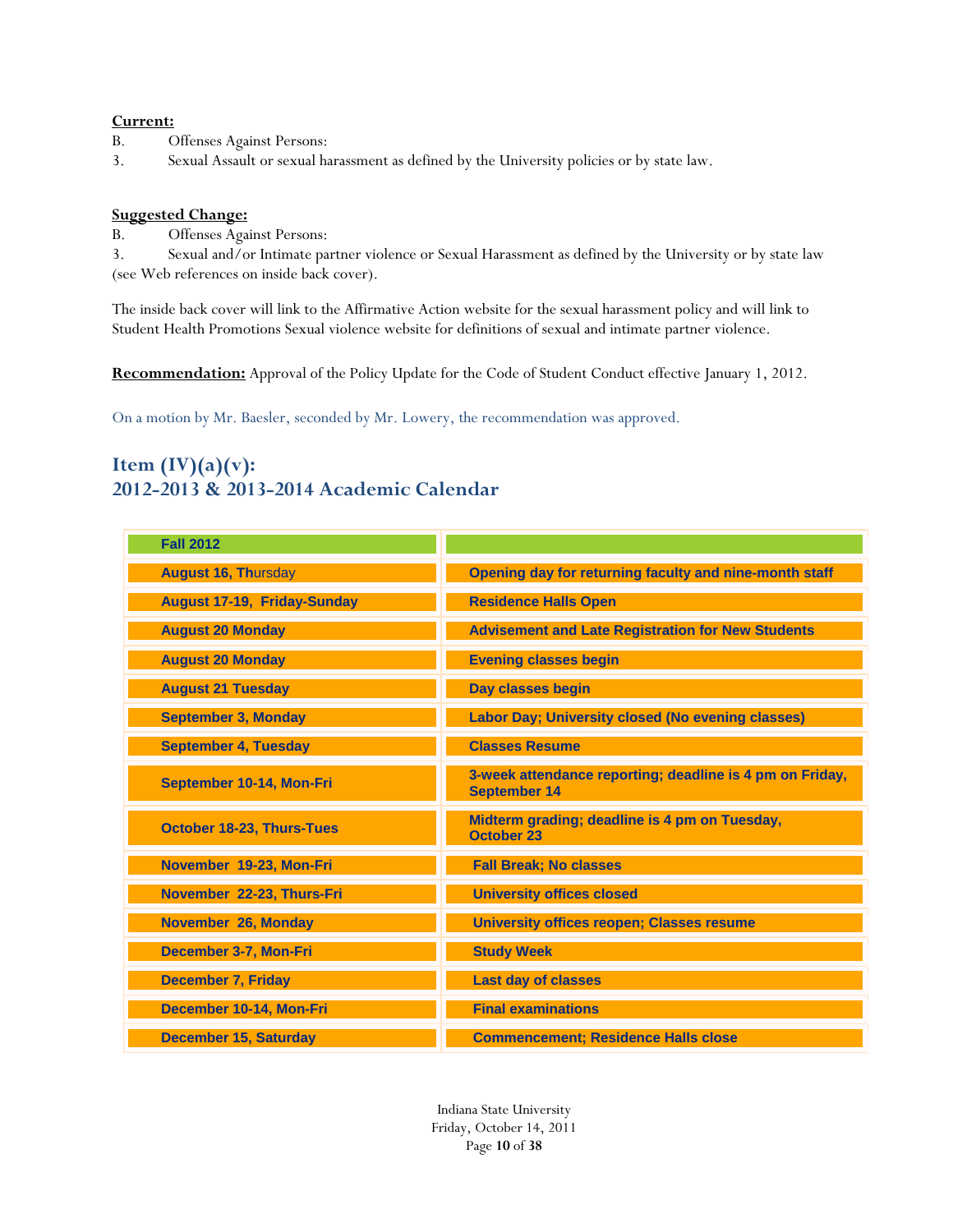**Current:**

B. Offenses Against Persons:

3. Sexual Assault or sexual harassment as defined by the University policies or by state law.

**Suggested Change:**

B. Offenses Against Persons:

3. Sexual and/or Intimate partner violence or Sexual Harassment as defined by the University or by state law (see Web references on inside back cover).

The inside back cover will link to the Affirmative Action website for the sexual harassment policy and will link to Student Health Promotions Sexual violence website for definitions of sexual and intimate partner violence.

**Recommendation:** Approval of the Policy Update for the Code of Student Conduct effective January 1, 2012.

On a motion by Mr. Baesler, seconded by Mr. Lowery, the recommendation was approved.

## Item (IV)(a)(v): 2012-2013 & 2013-2014 Academic Calendar

| | |
|---|---|
| **Fall 2012** | |
| **August 16, Thursday** | **Opening day for returning faculty and nine-month staff** |
| **August 17-19, Friday-Sunday** | **Residence Halls Open** |
| **August 20 Monday** | **Advisement and Late Registration for New Students** |
| **August 20 Monday** | **Evening classes begin** |
| **August 21 Tuesday** | **Day classes begin** |
| **September 3, Monday** | **Labor Day; University closed (No evening classes)** |
| **September 4, Tuesday** | **Classes Resume** |
| **September 10-14, Mon-Fri** | **3-week attendance reporting; deadline is 4 pm on Friday, September 14** |
| **October 18-23, Thurs-Tues** | **Midterm grading; deadline is 4 pm on Tuesday, October 23** |
| **November 19-23, Mon-Fri** | **Fall Break; No classes** |
| **November 22-23, Thurs-Fri** | **University offices closed** |
| **November 26, Monday** | **University offices reopen; Classes resume** |
| **December 3-7, Mon-Fri** | **Study Week** |
| **December 7, Friday** | **Last day of classes** |
| **December 10-14, Mon-Fri** | **Final examinations** |
| **December 15, Saturday** | **Commencement; Residence Halls close** |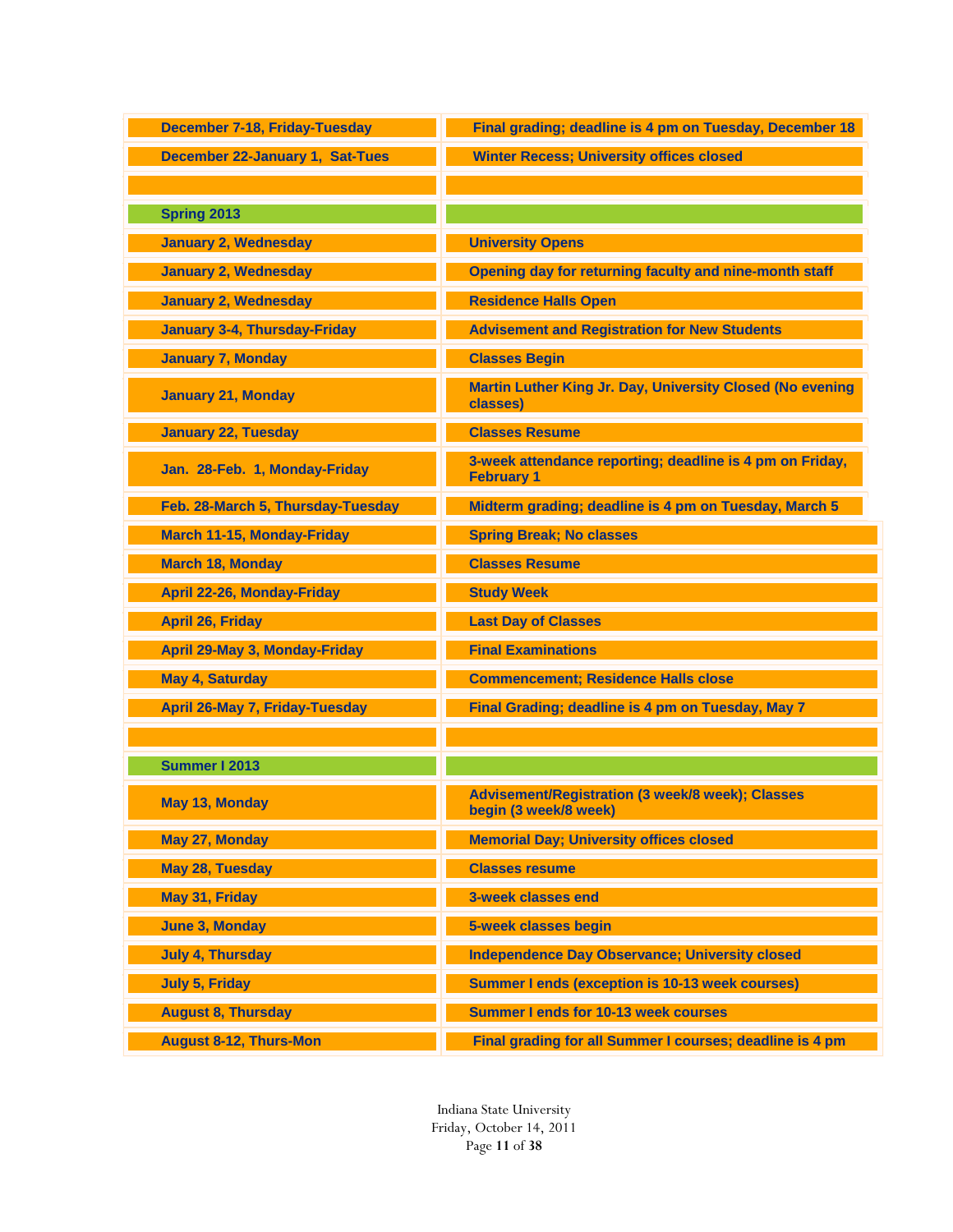| | |
|---|---|
| **December 7-18, Friday-Tuesday** | **Final grading; deadline is 4 pm on Tuesday, December 18** |
| **December 22-January 1, Sat-Tues** | **Winter Recess; University offices closed** |
| | |
| **Spring 2013** | |
| **January 2, Wednesday** | **University Opens** |
| **January 2, Wednesday** | **Opening day for returning faculty and nine-month staff** |
| **January 2, Wednesday** | **Residence Halls Open** |
| **January 3-4, Thursday-Friday** | **Advisement and Registration for New Students** |
| **January 7, Monday** | **Classes Begin** |
| **January 21, Monday** | **Martin Luther King Jr. Day, University Closed (No evening classes)** |
| **January 22, Tuesday** | **Classes Resume** |
| **Jan. 28-Feb. 1, Monday-Friday** | **3-week attendance reporting; deadline is 4 pm on Friday, February 1** |
| **Feb. 28-March 5, Thursday-Tuesday** | **Midterm grading; deadline is 4 pm on Tuesday, March 5** |
| **March 11-15, Monday-Friday** | **Spring Break; No classes** |
| **March 18, Monday** | **Classes Resume** |
| **April 22-26, Monday-Friday** | **Study Week** |
| **April 26, Friday** | **Last Day of Classes** |
| **April 29-May 3, Monday-Friday** | **Final Examinations** |
| **May 4, Saturday** | **Commencement; Residence Halls close** |
| **April 26-May 7, Friday-Tuesday** | **Final Grading; deadline is 4 pm on Tuesday, May 7** |
| | |
| **Summer I 2013** | |
| **May 13, Monday** | **Advisement/Registration (3 week/8 week); Classes begin (3 week/8 week)** |
| **May 27, Monday** | **Memorial Day; University offices closed** |
| **May 28, Tuesday** | **Classes resume** |
| **May 31, Friday** | **3-week classes end** |
| **June 3, Monday** | **5-week classes begin** |
| **July 4, Thursday** | **Independence Day Observance; University closed** |
| **July 5, Friday** | **Summer I ends (exception is 10-13 week courses)** |
| **August 8, Thursday** | **Summer I ends for 10-13 week courses** |
| **August 8-12, Thurs-Mon** | **Final grading for all Summer I courses; deadline is 4 pm** |

Indiana State University
Friday, October 14, 2011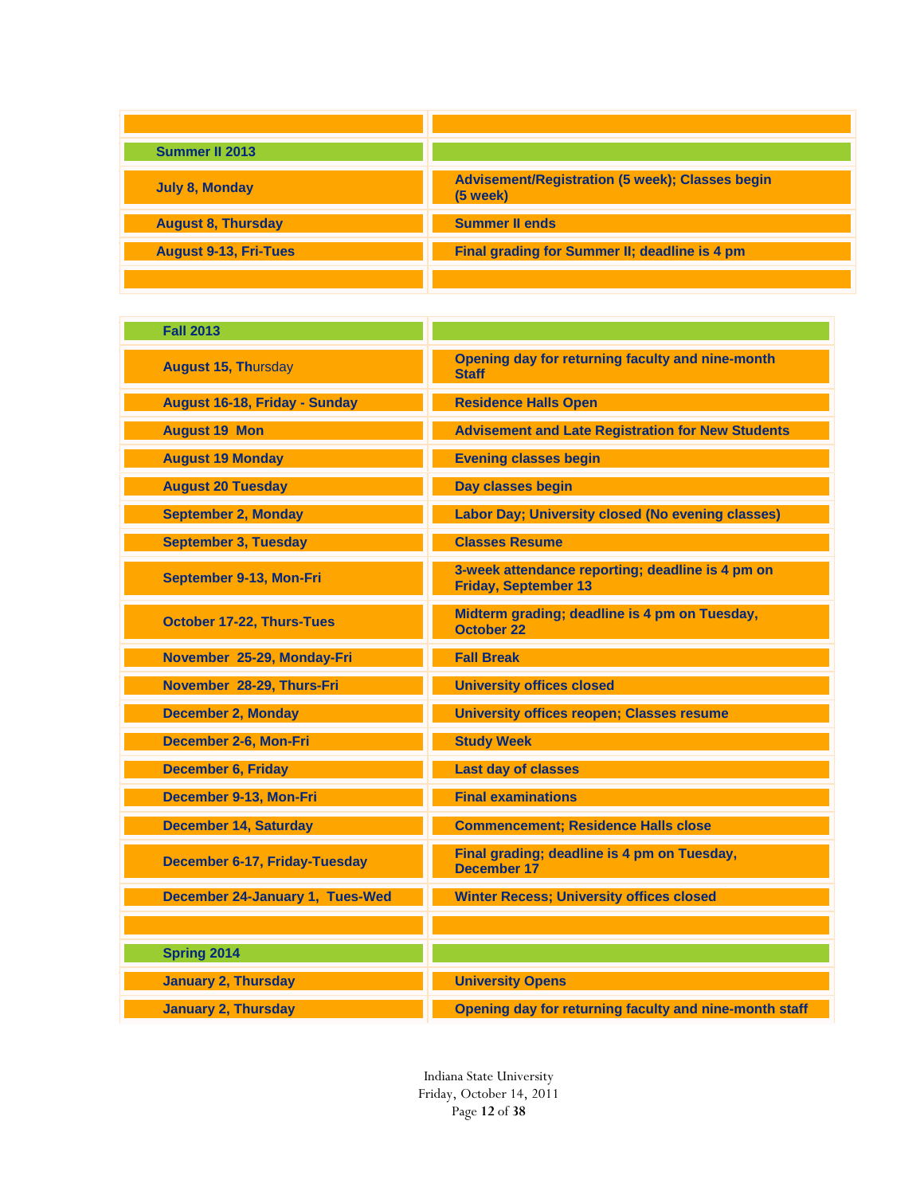| | |
|---|---|
| | |
| **Summer II 2013** | |
| **July 8, Monday** | **Advisement/Registration (5 week); Classes begin (5 week)** |
| **August 8, Thursday** | **Summer II ends** |
| **August 9-13, Fri-Tues** | **Final grading for Summer II; deadline is 4 pm** |
| | |

| | |
|---|---|
| **Fall 2013** | |
| **August 15, Th**ursday | **Opening day for returning faculty and nine-month Staff** |
| **August 16-18, Friday - Sunday** | **Residence Halls Open** |
| **August 19 Mon** | **Advisement and Late Registration for New Students** |
| **August 19 Monday** | **Evening classes begin** |
| **August 20 Tuesday** | **Day classes begin** |
| **September 2, Monday** | **Labor Day; University closed (No evening classes)** |
| **September 3, Tuesday** | **Classes Resume** |
| **September 9-13, Mon-Fri** | **3-week attendance reporting; deadline is 4 pm on Friday, September 13** |
| **October 17-22, Thurs-Tues** | **Midterm grading; deadline is 4 pm on Tuesday, October 22** |
| **November 25-29, Monday-Fri** | **Fall Break** |
| **November 28-29, Thurs-Fri** | **University offices closed** |
| **December 2, Monday** | **University offices reopen; Classes resume** |
| **December 2-6, Mon-Fri** | **Study Week** |
| **December 6, Friday** | **Last day of classes** |
| **December 9-13, Mon-Fri** | **Final examinations** |
| **December 14, Saturday** | **Commencement; Residence Halls close** |
| **December 6-17, Friday-Tuesday** | **Final grading; deadline is 4 pm on Tuesday, December 17** |
| **December 24-January 1, Tues-Wed** | **Winter Recess; University offices closed** |
| | |
| **Spring 2014** | |
| **January 2, Thursday** | **University Opens** |
| **January 2, Thursday** | **Opening day for returning faculty and nine-month staff** |

Indiana State University
Friday, October 14, 2011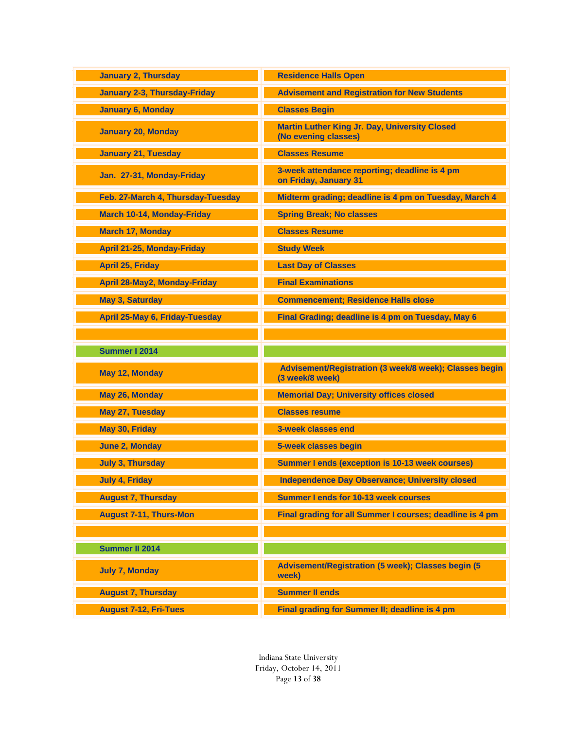| | |
|---|---|
| January 2, Thursday | Residence Halls Open |
| January 2-3, Thursday-Friday | Advisement and Registration for New Students |
| January 6, Monday | Classes Begin |
| January 20, Monday | Martin Luther King Jr. Day, University Closed (No evening classes) |
| January 21, Tuesday | Classes Resume |
| Jan. 27-31, Monday-Friday | 3-week attendance reporting; deadline is 4 pm on Friday, January 31 |
| Feb. 27-March 4, Thursday-Tuesday | Midterm grading; deadline is 4 pm on Tuesday, March 4 |
| March 10-14, Monday-Friday | Spring Break; No classes |
| March 17, Monday | Classes Resume |
| April 21-25, Monday-Friday | Study Week |
| April 25, Friday | Last Day of Classes |
| April 28-May2, Monday-Friday | Final Examinations |
| May 3, Saturday | Commencement; Residence Halls close |
| April 25-May 6, Friday-Tuesday | Final Grading; deadline is 4 pm on Tuesday, May 6 |
| | |
| **Summer I 2014** | |
| May 12, Monday | Advisement/Registration (3 week/8 week); Classes begin (3 week/8 week) |
| May 26, Monday | Memorial Day; University offices closed |
| May 27, Tuesday | Classes resume |
| May 30, Friday | 3-week classes end |
| June 2, Monday | 5-week classes begin |
| July 3, Thursday | Summer I ends (exception is 10-13 week courses) |
| July 4, Friday | Independence Day Observance; University closed |
| August 7, Thursday | Summer I ends for 10-13 week courses |
| August 7-11, Thurs-Mon | Final grading for all Summer I courses; deadline is 4 pm |
| | |
| **Summer II 2014** | |
| July 7, Monday | Advisement/Registration (5 week); Classes begin (5 week) |
| August 7, Thursday | Summer II ends |
| August 7-12, Fri-Tues | Final grading for Summer II; deadline is 4 pm |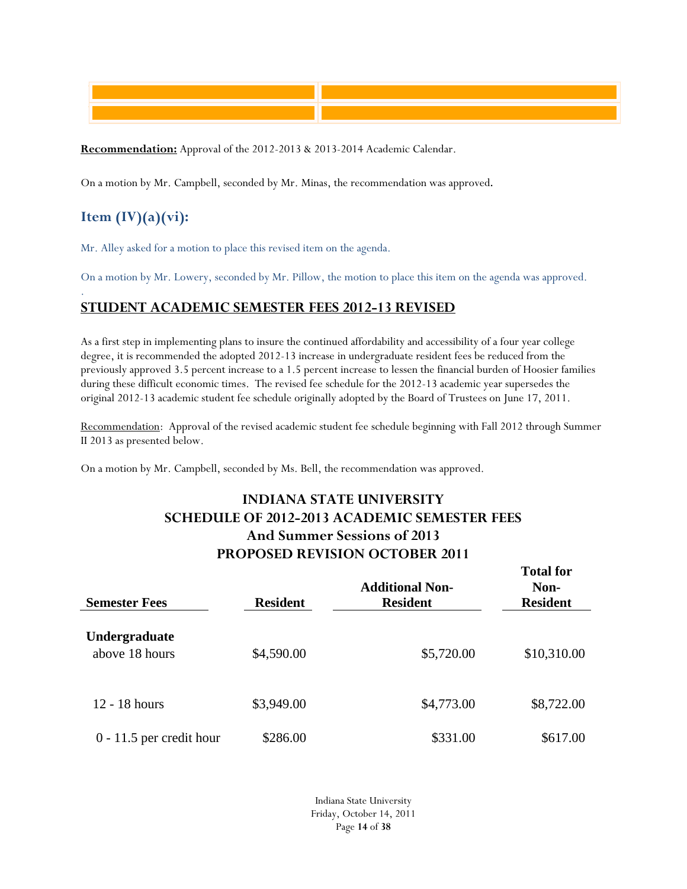**Recommendation:** Approval of the 2012-2013 & 2013-2014 Academic Calendar.

On a motion by Mr. Campbell, seconded by Mr. Minas, the recommendation was approved.

## Item (IV)(a)(vi):

Mr. Alley asked for a motion to place this revised item on the agenda.

On a motion by Mr. Lowery, seconded by Mr. Pillow, the motion to place this item on the agenda was approved.

## STUDENT ACADEMIC SEMESTER FEES 2012-13 REVISED

As a first step in implementing plans to insure the continued affordability and accessibility of a four year college degree, it is recommended the adopted 2012-13 increase in undergraduate resident fees be reduced from the previously approved 3.5 percent increase to a 1.5 percent increase to lessen the financial burden of Hoosier families during these difficult economic times. The revised fee schedule for the 2012-13 academic year supersedes the original 2012-13 academic student fee schedule originally adopted by the Board of Trustees on June 17, 2011.

Recommendation: Approval of the revised academic student fee schedule beginning with Fall 2012 through Summer II 2013 as presented below.

On a motion by Mr. Campbell, seconded by Ms. Bell, the recommendation was approved.

### INDIANA STATE UNIVERSITY
### SCHEDULE OF 2012-2013 ACADEMIC SEMESTER FEES
### And Summer Sessions of 2013
### PROPOSED REVISION OCTOBER 2011

| Semester Fees | Resident | Additional Non-Resident | Total for Non-Resident |
|---|---|---|---|
| **Undergraduate** | | | |
| above 18 hours | $4,590.00 | $5,720.00 | $10,310.00 |
| 12 - 18 hours | $3,949.00 | $4,773.00 | $8,722.00 |
| 0 - 11.5 per credit hour | $286.00 | $331.00 | $617.00 |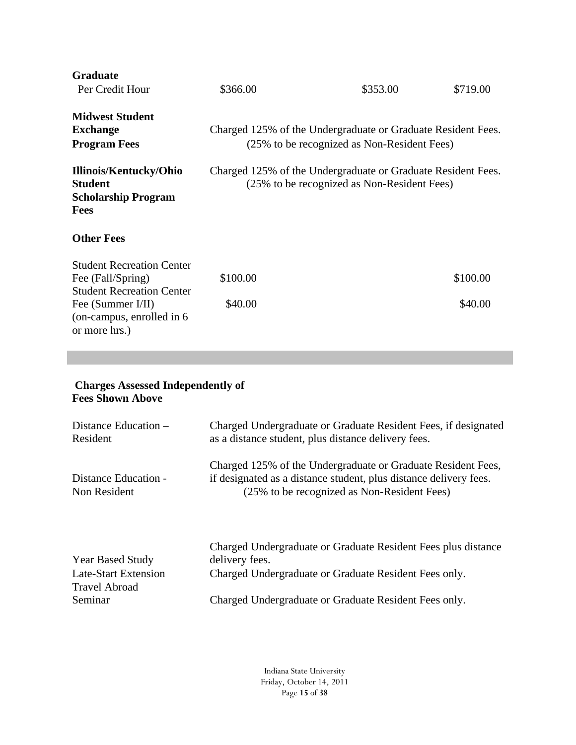| | | | |
|---|---|---|---|
| **Graduate** | | | |
| Per Credit Hour | $366.00 | $353.00 | $719.00 |
| **Midwest Student Exchange Program Fees** | Charged 125% of the Undergraduate or Graduate Resident Fees. (25% to be recognized as Non-Resident Fees) | | |
| **Illinois/Kentucky/Ohio Student Scholarship Program Fees** | Charged 125% of the Undergraduate or Graduate Resident Fees. (25% to be recognized as Non-Resident Fees) | | |
| **Other Fees** | | | |
| Student Recreation Center Fee (Fall/Spring) | $100.00 | | $100.00 |
| Student Recreation Center Fee (Summer I/II) (on-campus, enrolled in 6 or more hrs.) | $40.00 | | $40.00 |

**Charges Assessed Independently of Fees Shown Above**

| | |
|---|---|
| Distance Education – Resident | Charged Undergraduate or Graduate Resident Fees, if designated as a distance student, plus distance delivery fees. |
| Distance Education - Non Resident | Charged 125% of the Undergraduate or Graduate Resident Fees, if designated as a distance student, plus distance delivery fees. (25% to be recognized as Non-Resident Fees) |
| Year Based Study | Charged Undergraduate or Graduate Resident Fees plus distance delivery fees. |
| Late-Start Extension | Charged Undergraduate or Graduate Resident Fees only. |
| Travel Abroad Seminar | Charged Undergraduate or Graduate Resident Fees only. |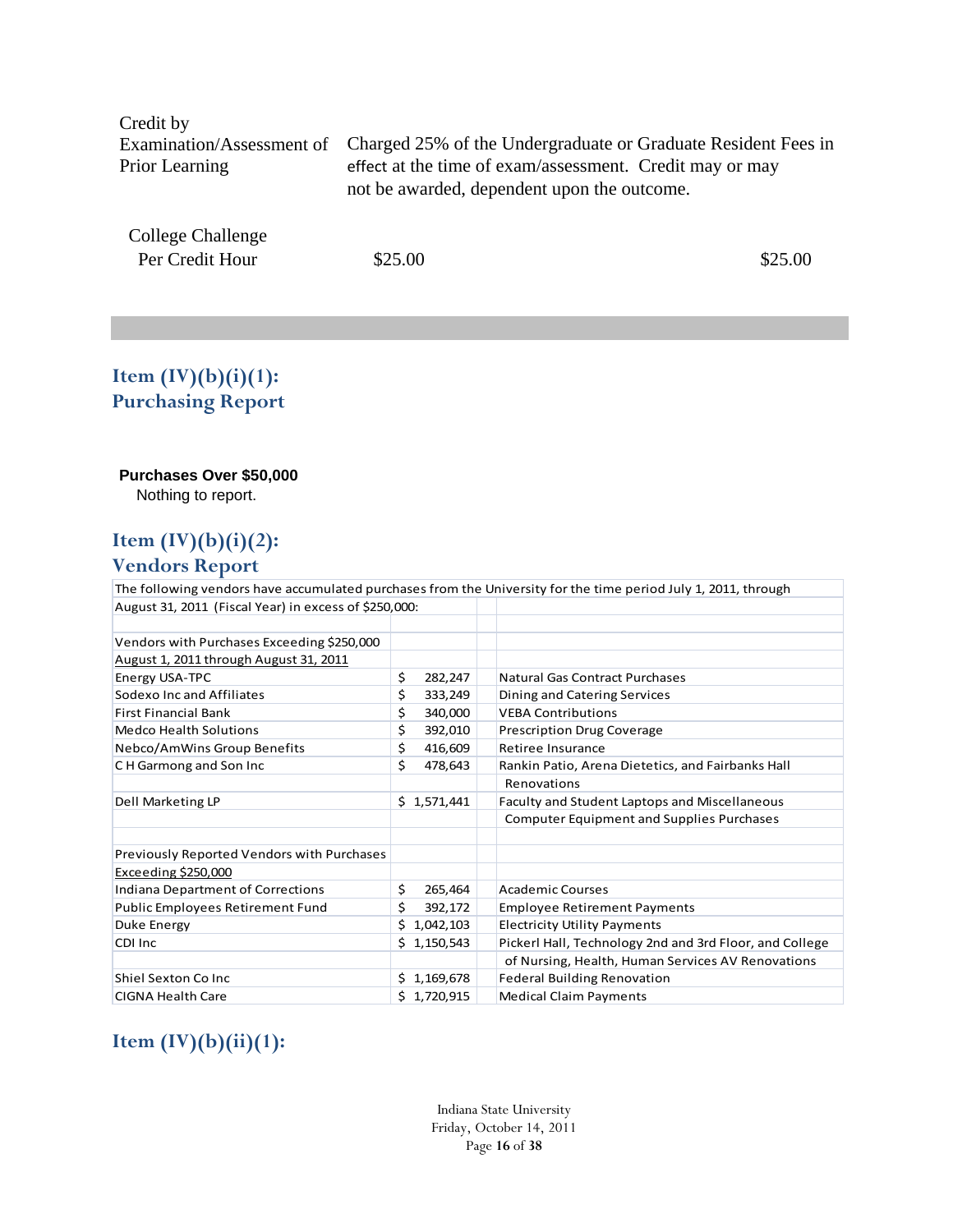| | | |
|---|---|---|
| Credit by Examination/Assessment of Prior Learning | Charged 25% of the Undergraduate or Graduate Resident Fees in effect at the time of exam/assessment. Credit may or may not be awarded, dependent upon the outcome. | |
| College Challenge Per Credit Hour | $25.00 | $25.00 |

## Item (IV)(b)(i)(1): Purchasing Report

**Purchases Over $50,000**

Nothing to report.

## Item (IV)(b)(i)(2): Vendors Report

The following vendors have accumulated purchases from the University for the time period July 1, 2011, through August 31, 2011 (Fiscal Year) in excess of $250,000:

| | | |
|---|---|---|
| **Vendors with Purchases Exceeding $250,000 August 1, 2011 through August 31, 2011** | | |
| Energy USA-TPC | $ 282,247 | Natural Gas Contract Purchases |
| Sodexo Inc and Affiliates | $ 333,249 | Dining and Catering Services |
| First Financial Bank | $ 340,000 | VEBA Contributions |
| Medco Health Solutions | $ 392,010 | Prescription Drug Coverage |
| Nebco/AmWins Group Benefits | $ 416,609 | Retiree Insurance |
| C H Garmong and Son Inc | $ 478,643 | Rankin Patio, Arena Dietetics, and Fairbanks Hall Renovations |
| Dell Marketing LP | $ 1,571,441 | Faculty and Student Laptops and Miscellaneous Computer Equipment and Supplies Purchases |
| **Previously Reported Vendors with Purchases Exceeding $250,000** | | |
| Indiana Department of Corrections | $ 265,464 | Academic Courses |
| Public Employees Retirement Fund | $ 392,172 | Employee Retirement Payments |
| Duke Energy | $ 1,042,103 | Electricity Utility Payments |
| CDI Inc | $ 1,150,543 | Pickerl Hall, Technology 2nd and 3rd Floor, and College of Nursing, Health, Human Services AV Renovations |
| Shiel Sexton Co Inc | $ 1,169,678 | Federal Building Renovation |
| CIGNA Health Care | $ 1,720,915 | Medical Claim Payments |

## Item (IV)(b)(ii)(1):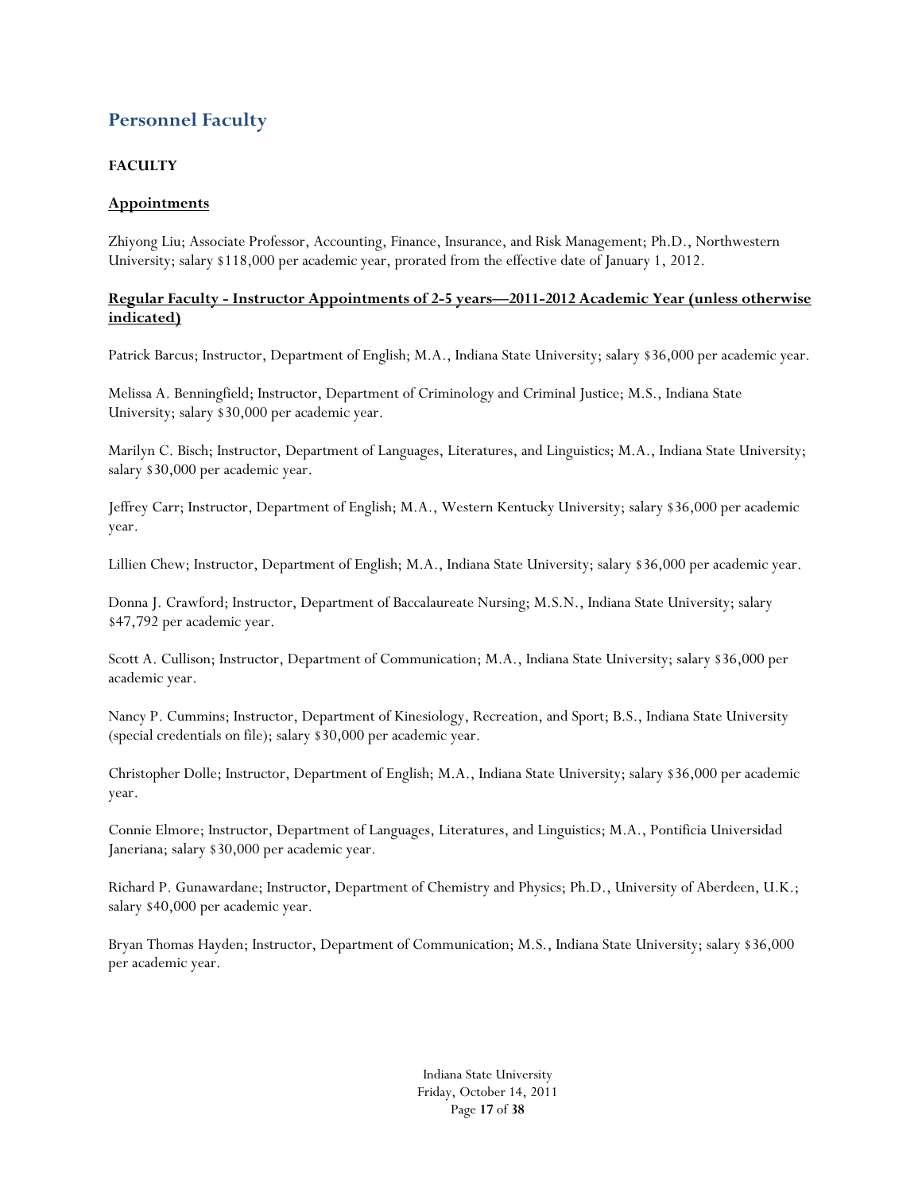# Personnel Faculty

**FACULTY**

**Appointments**

Zhiyong Liu; Associate Professor, Accounting, Finance, Insurance, and Risk Management; Ph.D., Northwestern University; salary $118,000 per academic year, prorated from the effective date of January 1, 2012.

**Regular Faculty - Instructor Appointments of 2-5 years—2011-2012 Academic Year (unless otherwise indicated)**

Patrick Barcus; Instructor, Department of English; M.A., Indiana State University; salary $36,000 per academic year.

Melissa A. Benningfield; Instructor, Department of Criminology and Criminal Justice; M.S., Indiana State University; salary $30,000 per academic year.

Marilyn C. Bisch; Instructor, Department of Languages, Literatures, and Linguistics; M.A., Indiana State University; salary $30,000 per academic year.

Jeffrey Carr; Instructor, Department of English; M.A., Western Kentucky University; salary $36,000 per academic year.

Lillien Chew; Instructor, Department of English; M.A., Indiana State University; salary $36,000 per academic year.

Donna J. Crawford; Instructor, Department of Baccalaureate Nursing; M.S.N., Indiana State University; salary $47,792 per academic year.

Scott A. Cullison; Instructor, Department of Communication; M.A., Indiana State University; salary $36,000 per academic year.

Nancy P. Cummins; Instructor, Department of Kinesiology, Recreation, and Sport; B.S., Indiana State University (special credentials on file); salary $30,000 per academic year.

Christopher Dolle; Instructor, Department of English; M.A., Indiana State University; salary $36,000 per academic year.

Connie Elmore; Instructor, Department of Languages, Literatures, and Linguistics; M.A., Pontificia Universidad Janeriana; salary $30,000 per academic year.

Richard P. Gunawardane; Instructor, Department of Chemistry and Physics; Ph.D., University of Aberdeen, U.K.; salary $40,000 per academic year.

Bryan Thomas Hayden; Instructor, Department of Communication; M.S., Indiana State University; salary $36,000 per academic year.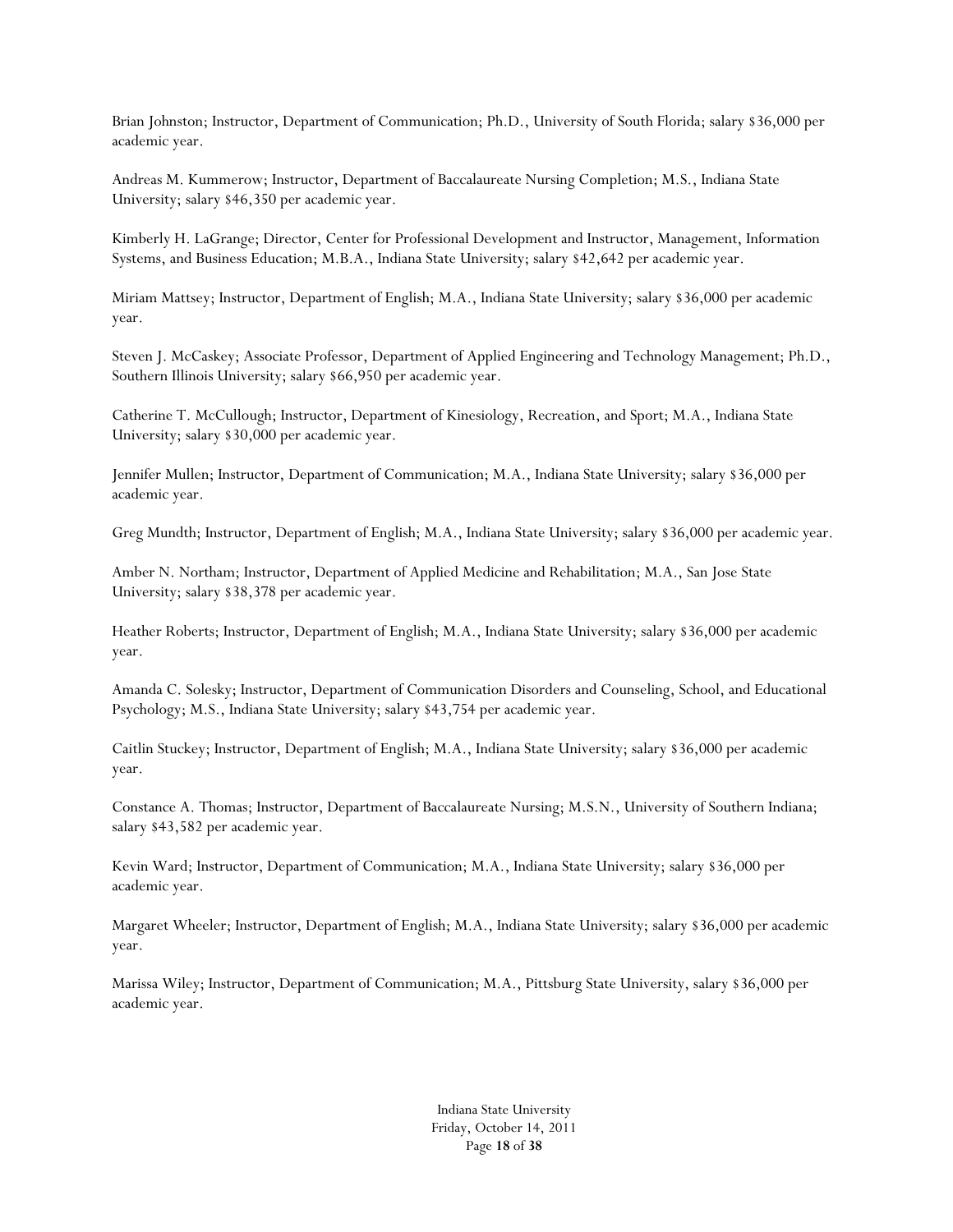Brian Johnston; Instructor, Department of Communication; Ph.D., University of South Florida; salary $36,000 per academic year.

Andreas M. Kummerow; Instructor, Department of Baccalaureate Nursing Completion; M.S., Indiana State University; salary $46,350 per academic year.

Kimberly H. LaGrange; Director, Center for Professional Development and Instructor, Management, Information Systems, and Business Education; M.B.A., Indiana State University; salary $42,642 per academic year.

Miriam Mattsey; Instructor, Department of English; M.A., Indiana State University; salary $36,000 per academic year.

Steven J. McCaskey; Associate Professor, Department of Applied Engineering and Technology Management; Ph.D., Southern Illinois University; salary $66,950 per academic year.

Catherine T. McCullough; Instructor, Department of Kinesiology, Recreation, and Sport; M.A., Indiana State University; salary $30,000 per academic year.

Jennifer Mullen; Instructor, Department of Communication; M.A., Indiana State University; salary $36,000 per academic year.

Greg Mundth; Instructor, Department of English; M.A., Indiana State University; salary $36,000 per academic year.

Amber N. Northam; Instructor, Department of Applied Medicine and Rehabilitation; M.A., San Jose State University; salary $38,378 per academic year.

Heather Roberts; Instructor, Department of English; M.A., Indiana State University; salary $36,000 per academic year.

Amanda C. Solesky; Instructor, Department of Communication Disorders and Counseling, School, and Educational Psychology; M.S., Indiana State University; salary $43,754 per academic year.

Caitlin Stuckey; Instructor, Department of English; M.A., Indiana State University; salary $36,000 per academic year.

Constance A. Thomas; Instructor, Department of Baccalaureate Nursing; M.S.N., University of Southern Indiana; salary $43,582 per academic year.

Kevin Ward; Instructor, Department of Communication; M.A., Indiana State University; salary $36,000 per academic year.

Margaret Wheeler; Instructor, Department of English; M.A., Indiana State University; salary $36,000 per academic year.

Marissa Wiley; Instructor, Department of Communication; M.A., Pittsburg State University, salary $36,000 per academic year.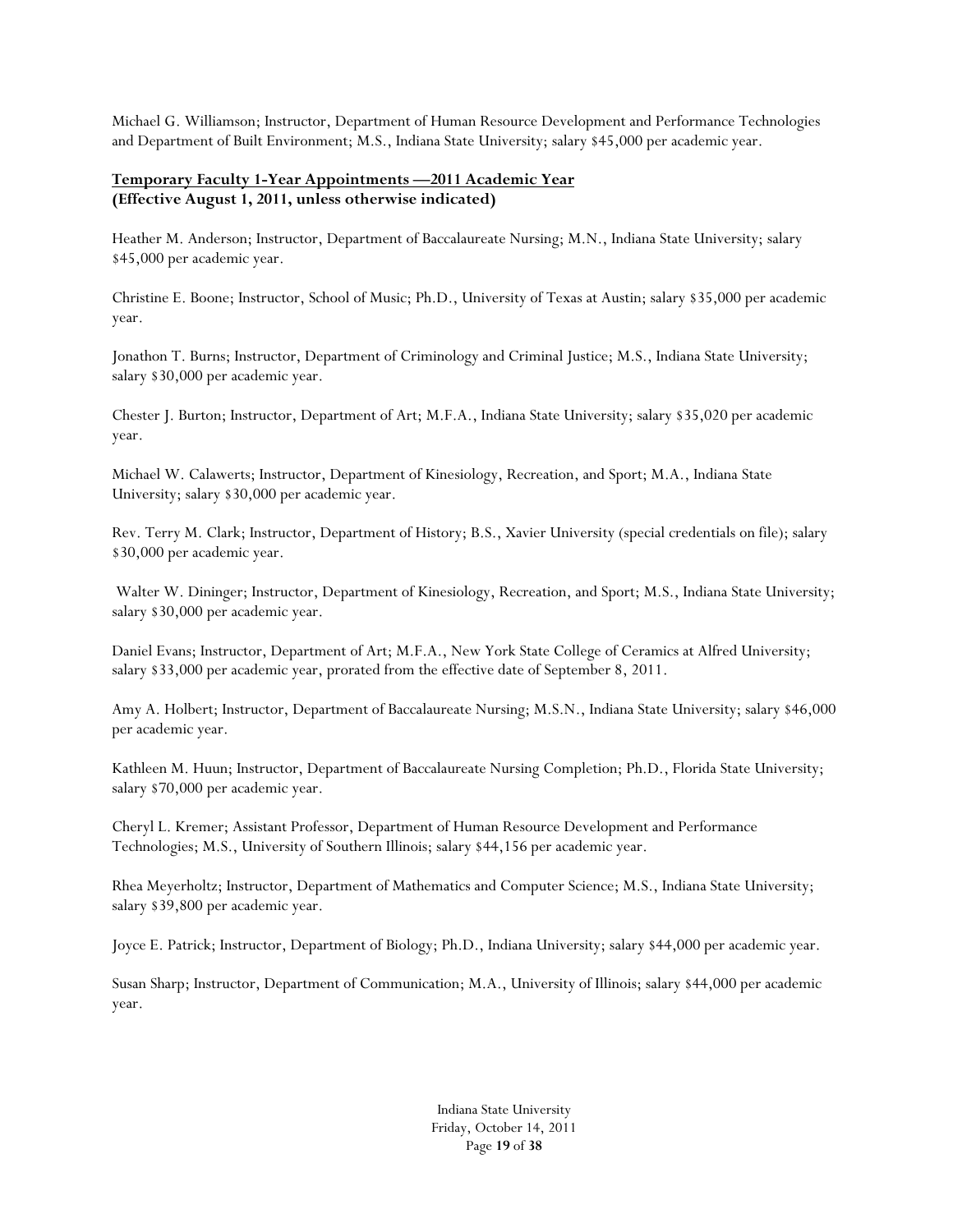Michael G. Williamson; Instructor, Department of Human Resource Development and Performance Technologies and Department of Built Environment; M.S., Indiana State University; salary $45,000 per academic year.

**Temporary Faculty 1-Year Appointments —2011 Academic Year**
**(Effective August 1, 2011, unless otherwise indicated)**

Heather M. Anderson; Instructor, Department of Baccalaureate Nursing; M.N., Indiana State University; salary $45,000 per academic year.

Christine E. Boone; Instructor, School of Music; Ph.D., University of Texas at Austin; salary $35,000 per academic year.

Jonathon T. Burns; Instructor, Department of Criminology and Criminal Justice; M.S., Indiana State University; salary $30,000 per academic year.

Chester J. Burton; Instructor, Department of Art; M.F.A., Indiana State University; salary $35,020 per academic year.

Michael W. Calawerts; Instructor, Department of Kinesiology, Recreation, and Sport; M.A., Indiana State University; salary $30,000 per academic year.

Rev. Terry M. Clark; Instructor, Department of History; B.S., Xavier University (special credentials on file); salary $30,000 per academic year.

Walter W. Dininger; Instructor, Department of Kinesiology, Recreation, and Sport; M.S., Indiana State University; salary $30,000 per academic year.

Daniel Evans; Instructor, Department of Art; M.F.A., New York State College of Ceramics at Alfred University; salary $33,000 per academic year, prorated from the effective date of September 8, 2011.

Amy A. Holbert; Instructor, Department of Baccalaureate Nursing; M.S.N., Indiana State University; salary $46,000 per academic year.

Kathleen M. Huun; Instructor, Department of Baccalaureate Nursing Completion; Ph.D., Florida State University; salary $70,000 per academic year.

Cheryl L. Kremer; Assistant Professor, Department of Human Resource Development and Performance Technologies; M.S., University of Southern Illinois; salary $44,156 per academic year.

Rhea Meyerholtz; Instructor, Department of Mathematics and Computer Science; M.S., Indiana State University; salary $39,800 per academic year.

Joyce E. Patrick; Instructor, Department of Biology; Ph.D., Indiana University; salary $44,000 per academic year.

Susan Sharp; Instructor, Department of Communication; M.A., University of Illinois; salary $44,000 per academic year.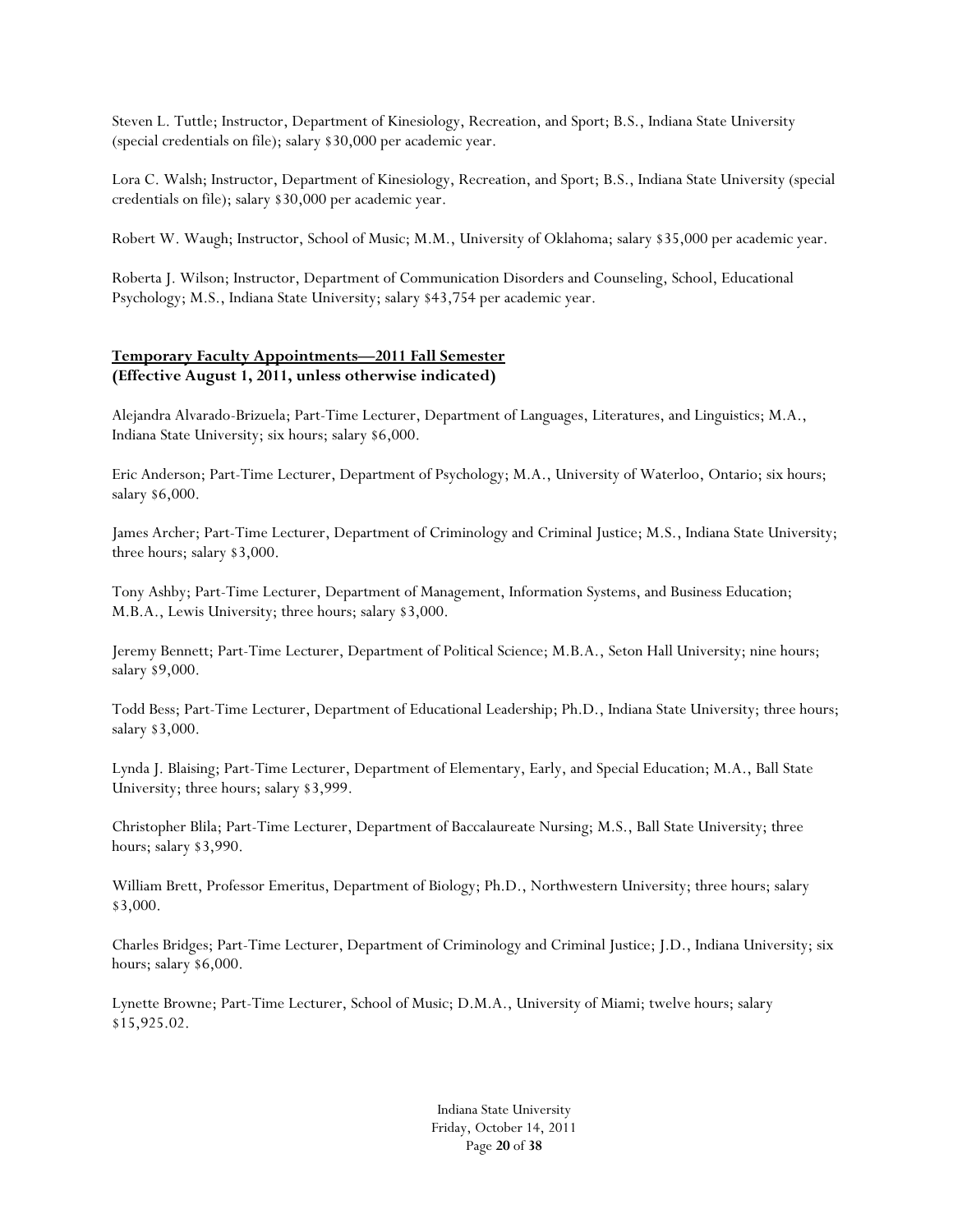Steven L. Tuttle; Instructor, Department of Kinesiology, Recreation, and Sport; B.S., Indiana State University (special credentials on file); salary $30,000 per academic year.

Lora C. Walsh; Instructor, Department of Kinesiology, Recreation, and Sport; B.S., Indiana State University (special credentials on file); salary $30,000 per academic year.

Robert W. Waugh; Instructor, School of Music; M.M., University of Oklahoma; salary $35,000 per academic year.

Roberta J. Wilson; Instructor, Department of Communication Disorders and Counseling, School, Educational Psychology; M.S., Indiana State University; salary $43,754 per academic year.

**Temporary Faculty Appointments—2011 Fall Semester**
**(Effective August 1, 2011, unless otherwise indicated)**

Alejandra Alvarado-Brizuela; Part-Time Lecturer, Department of Languages, Literatures, and Linguistics; M.A., Indiana State University; six hours; salary $6,000.

Eric Anderson; Part-Time Lecturer, Department of Psychology; M.A., University of Waterloo, Ontario; six hours; salary $6,000.

James Archer; Part-Time Lecturer, Department of Criminology and Criminal Justice; M.S., Indiana State University; three hours; salary $3,000.

Tony Ashby; Part-Time Lecturer, Department of Management, Information Systems, and Business Education; M.B.A., Lewis University; three hours; salary $3,000.

Jeremy Bennett; Part-Time Lecturer, Department of Political Science; M.B.A., Seton Hall University; nine hours; salary $9,000.

Todd Bess; Part-Time Lecturer, Department of Educational Leadership; Ph.D., Indiana State University; three hours; salary $3,000.

Lynda J. Blaising; Part-Time Lecturer, Department of Elementary, Early, and Special Education; M.A., Ball State University; three hours; salary $3,999.

Christopher Blila; Part-Time Lecturer, Department of Baccalaureate Nursing; M.S., Ball State University; three hours; salary $3,990.

William Brett, Professor Emeritus, Department of Biology; Ph.D., Northwestern University; three hours; salary $3,000.

Charles Bridges; Part-Time Lecturer, Department of Criminology and Criminal Justice; J.D., Indiana University; six hours; salary $6,000.

Lynette Browne; Part-Time Lecturer, School of Music; D.M.A., University of Miami; twelve hours; salary $15,925.02.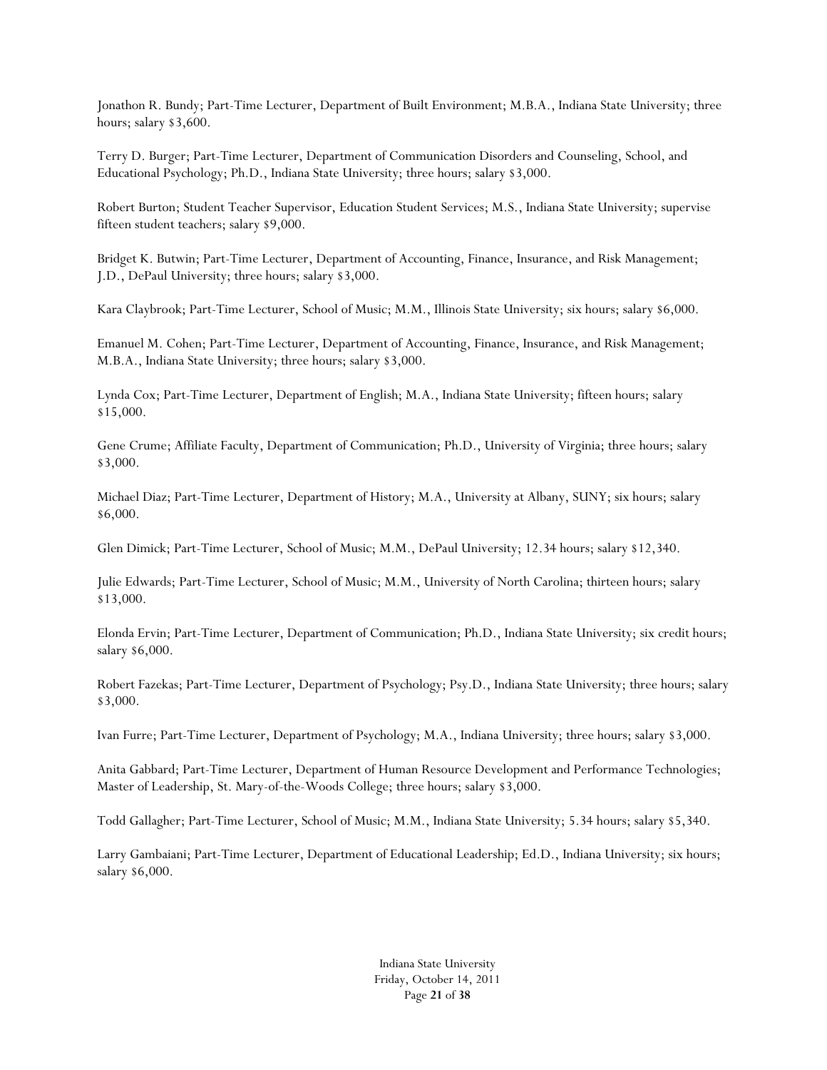Jonathon R. Bundy; Part-Time Lecturer, Department of Built Environment; M.B.A., Indiana State University; three hours; salary $3,600.

Terry D. Burger; Part-Time Lecturer, Department of Communication Disorders and Counseling, School, and Educational Psychology; Ph.D., Indiana State University; three hours; salary $3,000.

Robert Burton; Student Teacher Supervisor, Education Student Services; M.S., Indiana State University; supervise fifteen student teachers; salary $9,000.

Bridget K. Butwin; Part-Time Lecturer, Department of Accounting, Finance, Insurance, and Risk Management; J.D., DePaul University; three hours; salary $3,000.

Kara Claybrook; Part-Time Lecturer, School of Music; M.M., Illinois State University; six hours; salary $6,000.

Emanuel M. Cohen; Part-Time Lecturer, Department of Accounting, Finance, Insurance, and Risk Management; M.B.A., Indiana State University; three hours; salary $3,000.

Lynda Cox; Part-Time Lecturer, Department of English; M.A., Indiana State University; fifteen hours; salary $15,000.

Gene Crume; Affiliate Faculty, Department of Communication; Ph.D., University of Virginia; three hours; salary $3,000.

Michael Diaz; Part-Time Lecturer, Department of History; M.A., University at Albany, SUNY; six hours; salary $6,000.

Glen Dimick; Part-Time Lecturer, School of Music; M.M., DePaul University; 12.34 hours; salary $12,340.

Julie Edwards; Part-Time Lecturer, School of Music; M.M., University of North Carolina; thirteen hours; salary $13,000.

Elonda Ervin; Part-Time Lecturer, Department of Communication; Ph.D., Indiana State University; six credit hours; salary $6,000.

Robert Fazekas; Part-Time Lecturer, Department of Psychology; Psy.D., Indiana State University; three hours; salary $3,000.

Ivan Furre; Part-Time Lecturer, Department of Psychology; M.A., Indiana University; three hours; salary $3,000.

Anita Gabbard; Part-Time Lecturer, Department of Human Resource Development and Performance Technologies; Master of Leadership, St. Mary-of-the-Woods College; three hours; salary $3,000.

Todd Gallagher; Part-Time Lecturer, School of Music; M.M., Indiana State University; 5.34 hours; salary $5,340.

Larry Gambaiani; Part-Time Lecturer, Department of Educational Leadership; Ed.D., Indiana University; six hours; salary $6,000.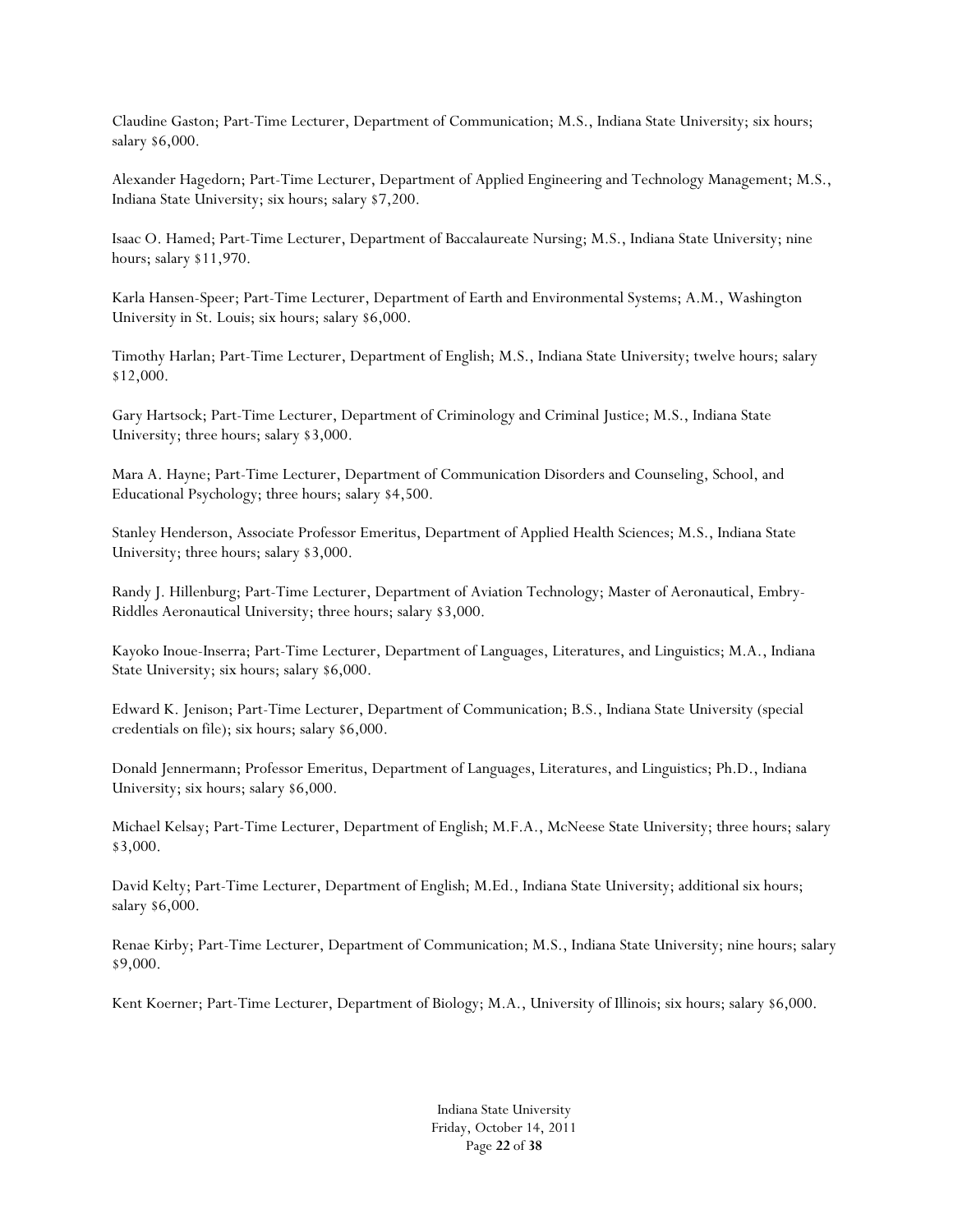Claudine Gaston; Part-Time Lecturer, Department of Communication; M.S., Indiana State University; six hours; salary $6,000.

Alexander Hagedorn; Part-Time Lecturer, Department of Applied Engineering and Technology Management; M.S., Indiana State University; six hours; salary $7,200.

Isaac O. Hamed; Part-Time Lecturer, Department of Baccalaureate Nursing; M.S., Indiana State University; nine hours; salary $11,970.

Karla Hansen-Speer; Part-Time Lecturer, Department of Earth and Environmental Systems; A.M., Washington University in St. Louis; six hours; salary $6,000.

Timothy Harlan; Part-Time Lecturer, Department of English; M.S., Indiana State University; twelve hours; salary $12,000.

Gary Hartsock; Part-Time Lecturer, Department of Criminology and Criminal Justice; M.S., Indiana State University; three hours; salary $3,000.

Mara A. Hayne; Part-Time Lecturer, Department of Communication Disorders and Counseling, School, and Educational Psychology; three hours; salary $4,500.

Stanley Henderson, Associate Professor Emeritus, Department of Applied Health Sciences; M.S., Indiana State University; three hours; salary $3,000.

Randy J. Hillenburg; Part-Time Lecturer, Department of Aviation Technology; Master of Aeronautical, Embry-Riddles Aeronautical University; three hours; salary $3,000.

Kayoko Inoue-Inserra; Part-Time Lecturer, Department of Languages, Literatures, and Linguistics; M.A., Indiana State University; six hours; salary $6,000.

Edward K. Jenison; Part-Time Lecturer, Department of Communication; B.S., Indiana State University (special credentials on file); six hours; salary $6,000.

Donald Jennermann; Professor Emeritus, Department of Languages, Literatures, and Linguistics; Ph.D., Indiana University; six hours; salary $6,000.

Michael Kelsay; Part-Time Lecturer, Department of English; M.F.A., McNeese State University; three hours; salary $3,000.

David Kelty; Part-Time Lecturer, Department of English; M.Ed., Indiana State University; additional six hours; salary $6,000.

Renae Kirby; Part-Time Lecturer, Department of Communication; M.S., Indiana State University; nine hours; salary $9,000.

Kent Koerner; Part-Time Lecturer, Department of Biology; M.A., University of Illinois; six hours; salary $6,000.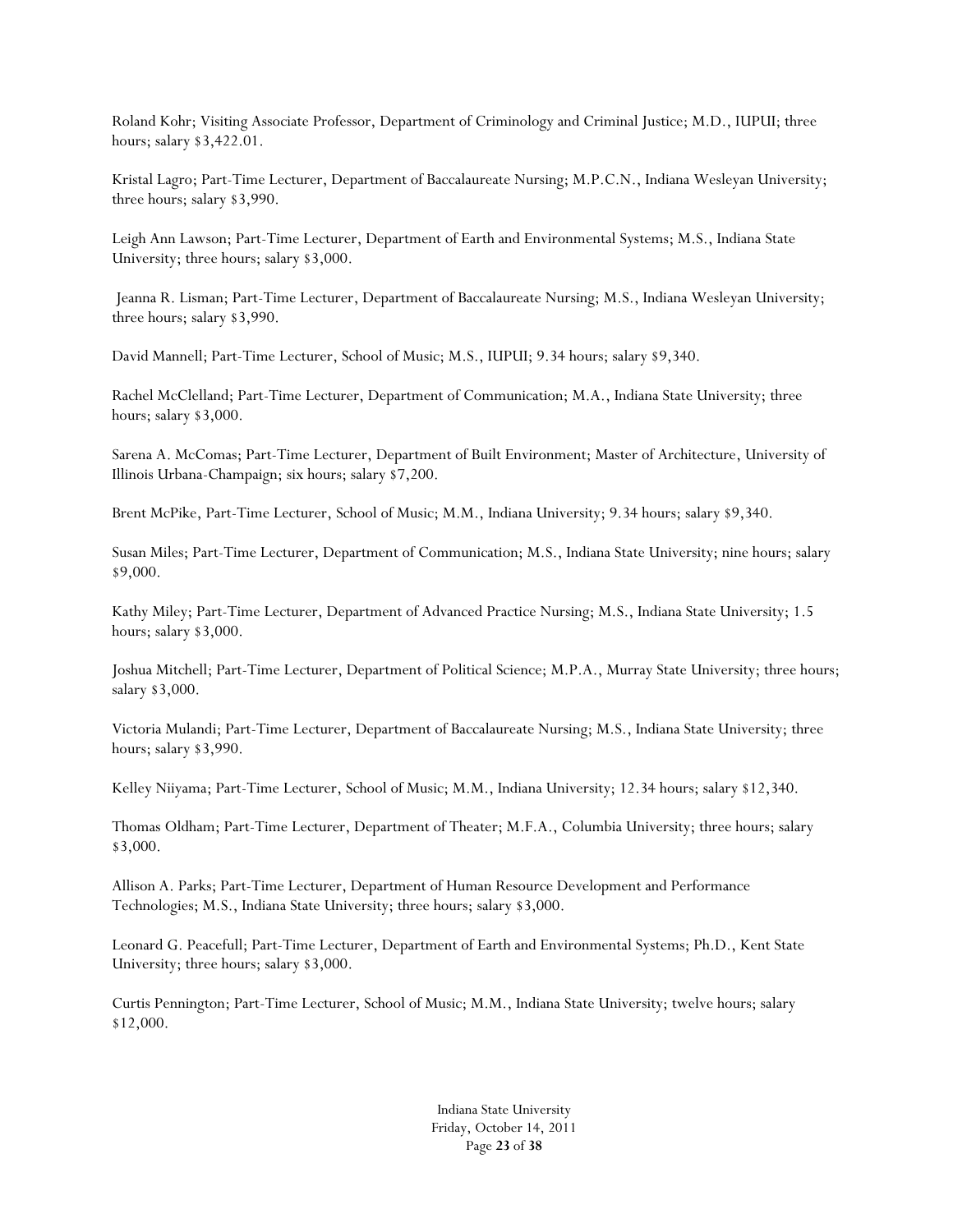Roland Kohr; Visiting Associate Professor, Department of Criminology and Criminal Justice; M.D., IUPUI; three hours; salary $3,422.01.

Kristal Lagro; Part-Time Lecturer, Department of Baccalaureate Nursing; M.P.C.N., Indiana Wesleyan University; three hours; salary $3,990.

Leigh Ann Lawson; Part-Time Lecturer, Department of Earth and Environmental Systems; M.S., Indiana State University; three hours; salary $3,000.

Jeanna R. Lisman; Part-Time Lecturer, Department of Baccalaureate Nursing; M.S., Indiana Wesleyan University; three hours; salary $3,990.

David Mannell; Part-Time Lecturer, School of Music; M.S., IUPUI; 9.34 hours; salary $9,340.

Rachel McClelland; Part-Time Lecturer, Department of Communication; M.A., Indiana State University; three hours; salary $3,000.

Sarena A. McComas; Part-Time Lecturer, Department of Built Environment; Master of Architecture, University of Illinois Urbana-Champaign; six hours; salary $7,200.

Brent McPike, Part-Time Lecturer, School of Music; M.M., Indiana University; 9.34 hours; salary $9,340.

Susan Miles; Part-Time Lecturer, Department of Communication; M.S., Indiana State University; nine hours; salary $9,000.

Kathy Miley; Part-Time Lecturer, Department of Advanced Practice Nursing; M.S., Indiana State University; 1.5 hours; salary $3,000.

Joshua Mitchell; Part-Time Lecturer, Department of Political Science; M.P.A., Murray State University; three hours; salary $3,000.

Victoria Mulandi; Part-Time Lecturer, Department of Baccalaureate Nursing; M.S., Indiana State University; three hours; salary $3,990.

Kelley Niiyama; Part-Time Lecturer, School of Music; M.M., Indiana University; 12.34 hours; salary $12,340.

Thomas Oldham; Part-Time Lecturer, Department of Theater; M.F.A., Columbia University; three hours; salary $3,000.

Allison A. Parks; Part-Time Lecturer, Department of Human Resource Development and Performance Technologies; M.S., Indiana State University; three hours; salary $3,000.

Leonard G. Peacefull; Part-Time Lecturer, Department of Earth and Environmental Systems; Ph.D., Kent State University; three hours; salary $3,000.

Curtis Pennington; Part-Time Lecturer, School of Music; M.M., Indiana State University; twelve hours; salary $12,000.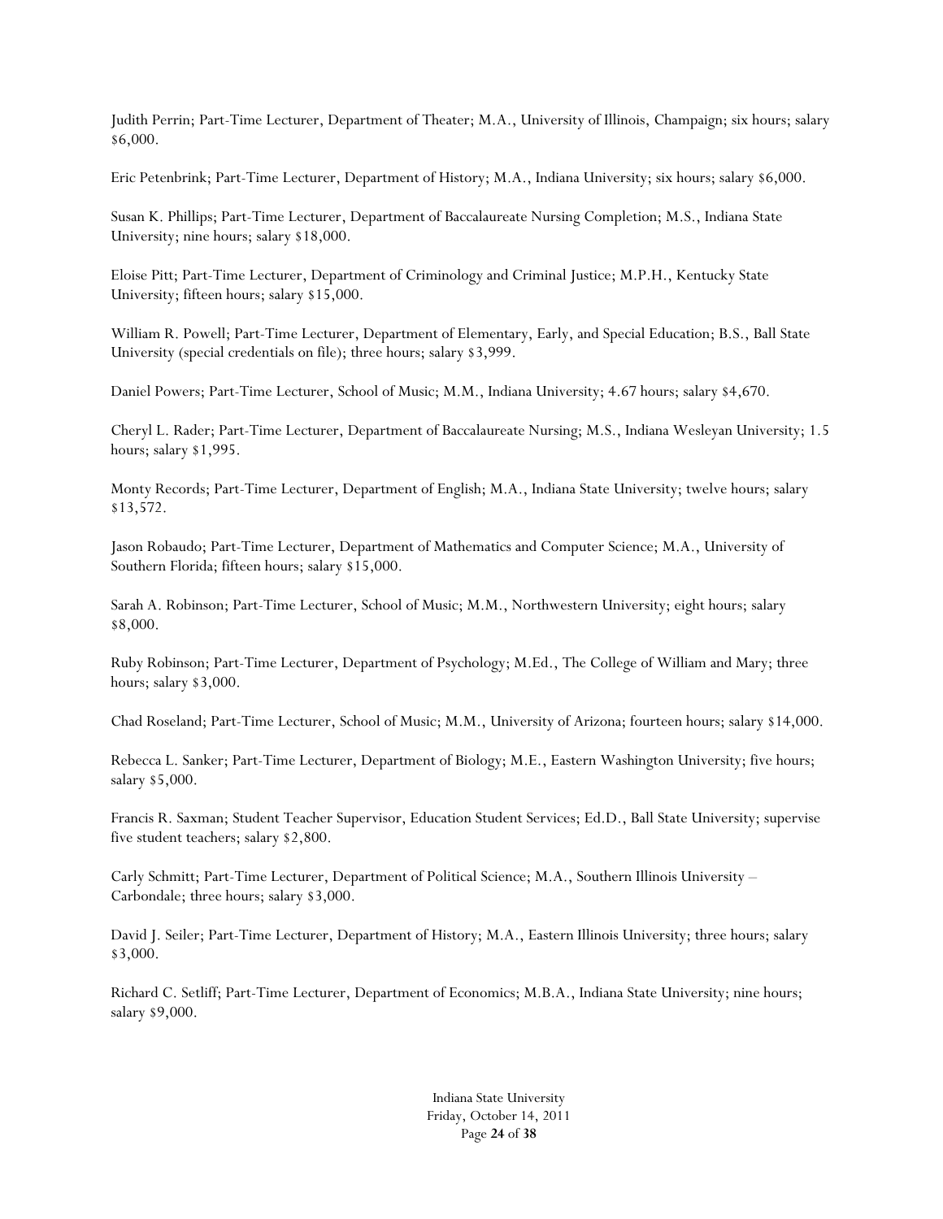Judith Perrin; Part-Time Lecturer, Department of Theater; M.A., University of Illinois, Champaign; six hours; salary $6,000.

Eric Petenbrink; Part-Time Lecturer, Department of History; M.A., Indiana University; six hours; salary $6,000.

Susan K. Phillips; Part-Time Lecturer, Department of Baccalaureate Nursing Completion; M.S., Indiana State University; nine hours; salary $18,000.

Eloise Pitt; Part-Time Lecturer, Department of Criminology and Criminal Justice; M.P.H., Kentucky State University; fifteen hours; salary $15,000.

William R. Powell; Part-Time Lecturer, Department of Elementary, Early, and Special Education; B.S., Ball State University (special credentials on file); three hours; salary $3,999.

Daniel Powers; Part-Time Lecturer, School of Music; M.M., Indiana University; 4.67 hours; salary $4,670.

Cheryl L. Rader; Part-Time Lecturer, Department of Baccalaureate Nursing; M.S., Indiana Wesleyan University; 1.5 hours; salary $1,995.

Monty Records; Part-Time Lecturer, Department of English; M.A., Indiana State University; twelve hours; salary $13,572.

Jason Robaudo; Part-Time Lecturer, Department of Mathematics and Computer Science; M.A., University of Southern Florida; fifteen hours; salary $15,000.

Sarah A. Robinson; Part-Time Lecturer, School of Music; M.M., Northwestern University; eight hours; salary $8,000.

Ruby Robinson; Part-Time Lecturer, Department of Psychology; M.Ed., The College of William and Mary; three hours; salary $3,000.

Chad Roseland; Part-Time Lecturer, School of Music; M.M., University of Arizona; fourteen hours; salary $14,000.

Rebecca L. Sanker; Part-Time Lecturer, Department of Biology; M.E., Eastern Washington University; five hours; salary $5,000.

Francis R. Saxman; Student Teacher Supervisor, Education Student Services; Ed.D., Ball State University; supervise five student teachers; salary $2,800.

Carly Schmitt; Part-Time Lecturer, Department of Political Science; M.A., Southern Illinois University – Carbondale; three hours; salary $3,000.

David J. Seiler; Part-Time Lecturer, Department of History; M.A., Eastern Illinois University; three hours; salary $3,000.

Richard C. Setliff; Part-Time Lecturer, Department of Economics; M.B.A., Indiana State University; nine hours; salary $9,000.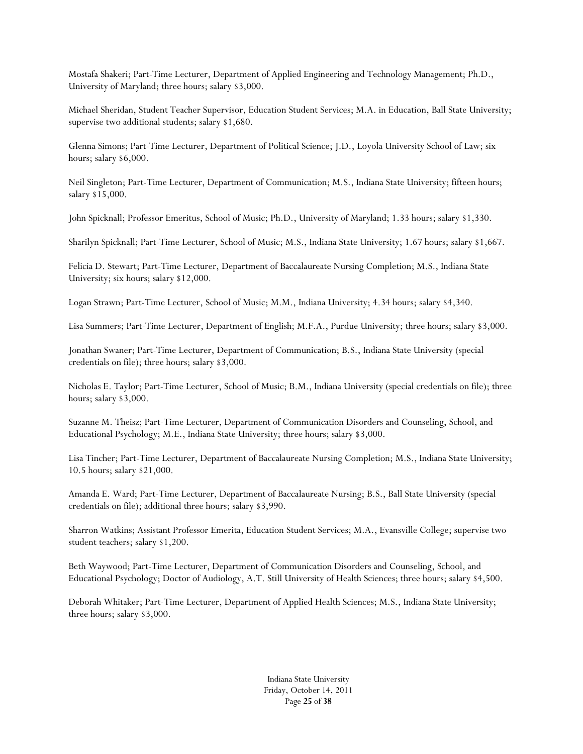Mostafa Shakeri; Part-Time Lecturer, Department of Applied Engineering and Technology Management; Ph.D., University of Maryland; three hours; salary $3,000.

Michael Sheridan, Student Teacher Supervisor, Education Student Services; M.A. in Education, Ball State University; supervise two additional students; salary $1,680.

Glenna Simons; Part-Time Lecturer, Department of Political Science; J.D., Loyola University School of Law; six hours; salary $6,000.

Neil Singleton; Part-Time Lecturer, Department of Communication; M.S., Indiana State University; fifteen hours; salary $15,000.

John Spicknall; Professor Emeritus, School of Music; Ph.D., University of Maryland; 1.33 hours; salary $1,330.

Sharilyn Spicknall; Part-Time Lecturer, School of Music; M.S., Indiana State University; 1.67 hours; salary $1,667.

Felicia D. Stewart; Part-Time Lecturer, Department of Baccalaureate Nursing Completion; M.S., Indiana State University; six hours; salary $12,000.

Logan Strawn; Part-Time Lecturer, School of Music; M.M., Indiana University; 4.34 hours; salary $4,340.

Lisa Summers; Part-Time Lecturer, Department of English; M.F.A., Purdue University; three hours; salary $3,000.

Jonathan Swaner; Part-Time Lecturer, Department of Communication; B.S., Indiana State University (special credentials on file); three hours; salary $3,000.

Nicholas E. Taylor; Part-Time Lecturer, School of Music; B.M., Indiana University (special credentials on file); three hours; salary $3,000.

Suzanne M. Theisz; Part-Time Lecturer, Department of Communication Disorders and Counseling, School, and Educational Psychology; M.E., Indiana State University; three hours; salary $3,000.

Lisa Tincher; Part-Time Lecturer, Department of Baccalaureate Nursing Completion; M.S., Indiana State University; 10.5 hours; salary $21,000.

Amanda E. Ward; Part-Time Lecturer, Department of Baccalaureate Nursing; B.S., Ball State University (special credentials on file); additional three hours; salary $3,990.

Sharron Watkins; Assistant Professor Emerita, Education Student Services; M.A., Evansville College; supervise two student teachers; salary $1,200.

Beth Waywood; Part-Time Lecturer, Department of Communication Disorders and Counseling, School, and Educational Psychology; Doctor of Audiology, A.T. Still University of Health Sciences; three hours; salary $4,500.

Deborah Whitaker; Part-Time Lecturer, Department of Applied Health Sciences; M.S., Indiana State University; three hours; salary $3,000.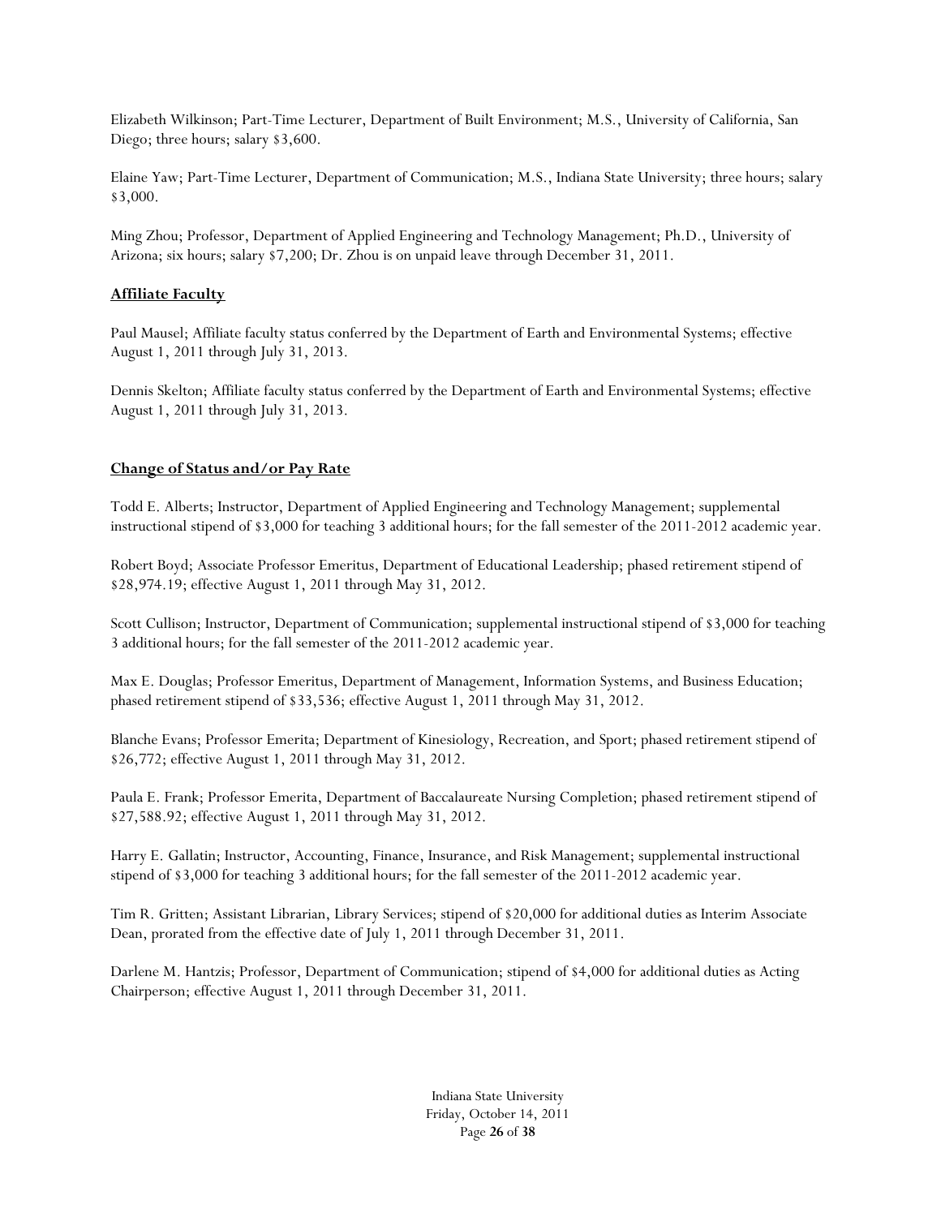Elizabeth Wilkinson; Part-Time Lecturer, Department of Built Environment; M.S., University of California, San Diego; three hours; salary $3,600.

Elaine Yaw; Part-Time Lecturer, Department of Communication; M.S., Indiana State University; three hours; salary $3,000.

Ming Zhou; Professor, Department of Applied Engineering and Technology Management; Ph.D., University of Arizona; six hours; salary $7,200; Dr. Zhou is on unpaid leave through December 31, 2011.

**Affiliate Faculty**

Paul Mausel; Affiliate faculty status conferred by the Department of Earth and Environmental Systems; effective August 1, 2011 through July 31, 2013.

Dennis Skelton; Affiliate faculty status conferred by the Department of Earth and Environmental Systems; effective August 1, 2011 through July 31, 2013.

**Change of Status and/or Pay Rate**

Todd E. Alberts; Instructor, Department of Applied Engineering and Technology Management; supplemental instructional stipend of $3,000 for teaching 3 additional hours; for the fall semester of the 2011-2012 academic year.

Robert Boyd; Associate Professor Emeritus, Department of Educational Leadership; phased retirement stipend of $28,974.19; effective August 1, 2011 through May 31, 2012.

Scott Cullison; Instructor, Department of Communication; supplemental instructional stipend of $3,000 for teaching 3 additional hours; for the fall semester of the 2011-2012 academic year.

Max E. Douglas; Professor Emeritus, Department of Management, Information Systems, and Business Education; phased retirement stipend of $33,536; effective August 1, 2011 through May 31, 2012.

Blanche Evans; Professor Emerita; Department of Kinesiology, Recreation, and Sport; phased retirement stipend of $26,772; effective August 1, 2011 through May 31, 2012.

Paula E. Frank; Professor Emerita, Department of Baccalaureate Nursing Completion; phased retirement stipend of $27,588.92; effective August 1, 2011 through May 31, 2012.

Harry E. Gallatin; Instructor, Accounting, Finance, Insurance, and Risk Management; supplemental instructional stipend of $3,000 for teaching 3 additional hours; for the fall semester of the 2011-2012 academic year.

Tim R. Gritten; Assistant Librarian, Library Services; stipend of $20,000 for additional duties as Interim Associate Dean, prorated from the effective date of July 1, 2011 through December 31, 2011.

Darlene M. Hantzis; Professor, Department of Communication; stipend of $4,000 for additional duties as Acting Chairperson; effective August 1, 2011 through December 31, 2011.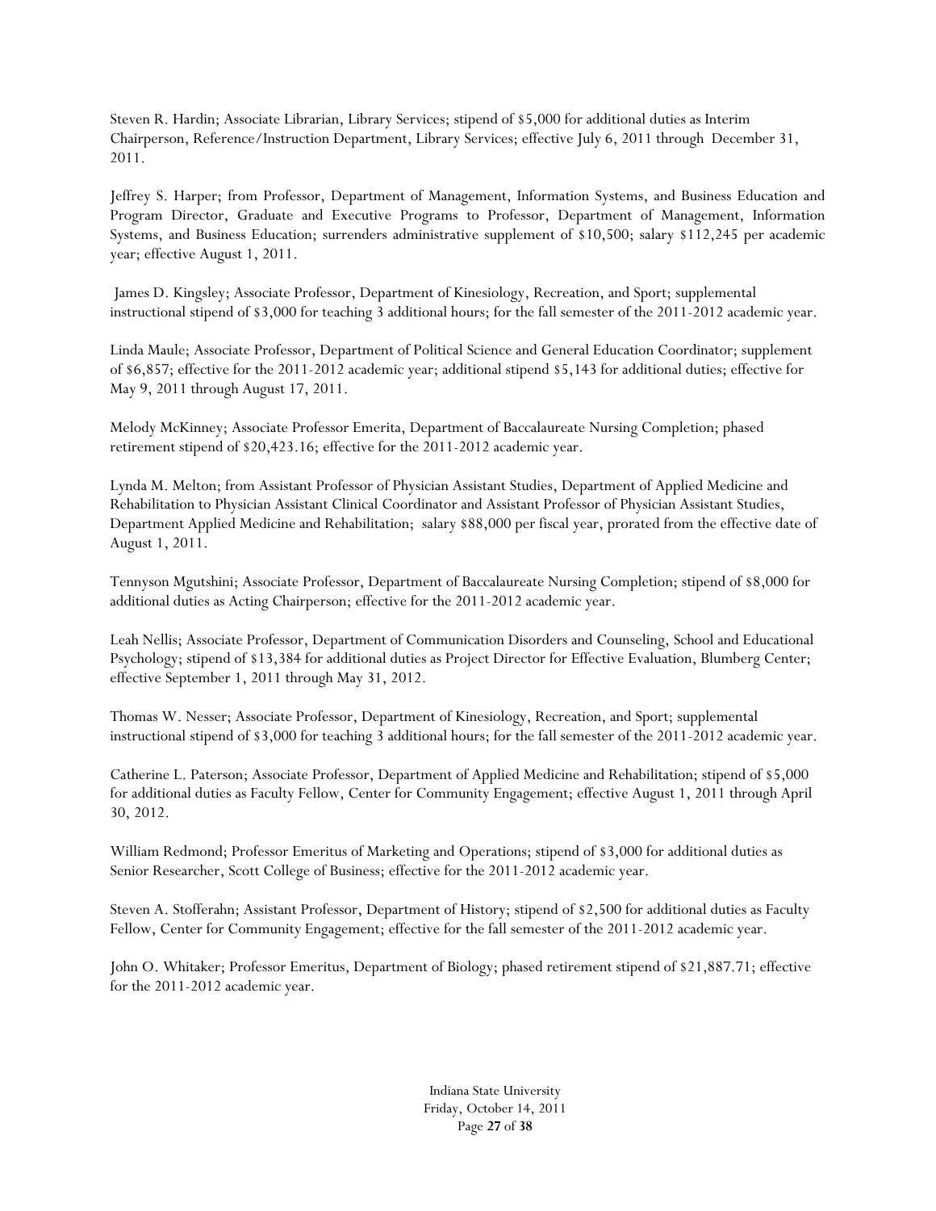Steven R. Hardin; Associate Librarian, Library Services; stipend of $5,000 for additional duties as Interim Chairperson, Reference/Instruction Department, Library Services; effective July 6, 2011 through December 31, 2011.

Jeffrey S. Harper; from Professor, Department of Management, Information Systems, and Business Education and Program Director, Graduate and Executive Programs to Professor, Department of Management, Information Systems, and Business Education; surrenders administrative supplement of $10,500; salary $112,245 per academic year; effective August 1, 2011.

James D. Kingsley; Associate Professor, Department of Kinesiology, Recreation, and Sport; supplemental instructional stipend of $3,000 for teaching 3 additional hours; for the fall semester of the 2011-2012 academic year.

Linda Maule; Associate Professor, Department of Political Science and General Education Coordinator; supplement of $6,857; effective for the 2011-2012 academic year; additional stipend $5,143 for additional duties; effective for May 9, 2011 through August 17, 2011.

Melody McKinney; Associate Professor Emerita, Department of Baccalaureate Nursing Completion; phased retirement stipend of $20,423.16; effective for the 2011-2012 academic year.

Lynda M. Melton; from Assistant Professor of Physician Assistant Studies, Department of Applied Medicine and Rehabilitation to Physician Assistant Clinical Coordinator and Assistant Professor of Physician Assistant Studies, Department Applied Medicine and Rehabilitation; salary $88,000 per fiscal year, prorated from the effective date of August 1, 2011.

Tennyson Mgutshini; Associate Professor, Department of Baccalaureate Nursing Completion; stipend of $8,000 for additional duties as Acting Chairperson; effective for the 2011-2012 academic year.

Leah Nellis; Associate Professor, Department of Communication Disorders and Counseling, School and Educational Psychology; stipend of $13,384 for additional duties as Project Director for Effective Evaluation, Blumberg Center; effective September 1, 2011 through May 31, 2012.

Thomas W. Nesser; Associate Professor, Department of Kinesiology, Recreation, and Sport; supplemental instructional stipend of $3,000 for teaching 3 additional hours; for the fall semester of the 2011-2012 academic year.

Catherine L. Paterson; Associate Professor, Department of Applied Medicine and Rehabilitation; stipend of $5,000 for additional duties as Faculty Fellow, Center for Community Engagement; effective August 1, 2011 through April 30, 2012.

William Redmond; Professor Emeritus of Marketing and Operations; stipend of $3,000 for additional duties as Senior Researcher, Scott College of Business; effective for the 2011-2012 academic year.

Steven A. Stofferahn; Assistant Professor, Department of History; stipend of $2,500 for additional duties as Faculty Fellow, Center for Community Engagement; effective for the fall semester of the 2011-2012 academic year.

John O. Whitaker; Professor Emeritus, Department of Biology; phased retirement stipend of $21,887.71; effective for the 2011-2012 academic year.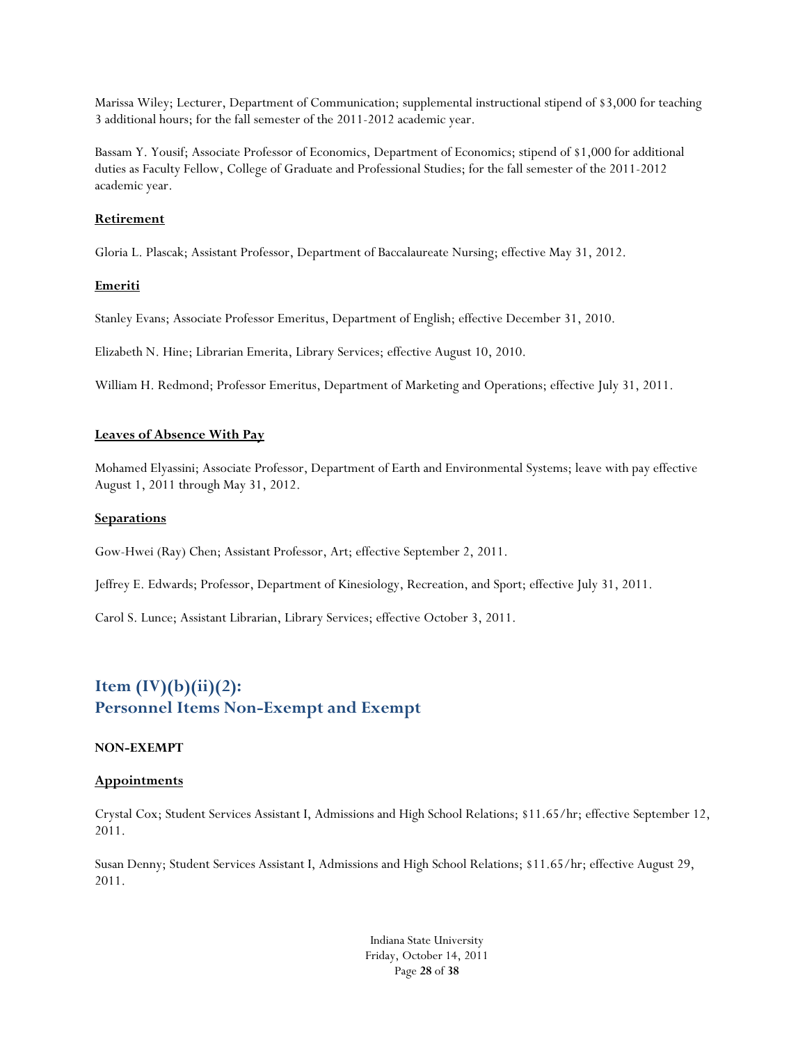Marissa Wiley; Lecturer, Department of Communication; supplemental instructional stipend of $3,000 for teaching 3 additional hours; for the fall semester of the 2011-2012 academic year.

Bassam Y. Yousif; Associate Professor of Economics, Department of Economics; stipend of $1,000 for additional duties as Faculty Fellow, College of Graduate and Professional Studies; for the fall semester of the 2011-2012 academic year.

**Retirement**

Gloria L. Plascak; Assistant Professor, Department of Baccalaureate Nursing; effective May 31, 2012.

**Emeriti**

Stanley Evans; Associate Professor Emeritus, Department of English; effective December 31, 2010.

Elizabeth N. Hine; Librarian Emerita, Library Services; effective August 10, 2010.

William H. Redmond; Professor Emeritus, Department of Marketing and Operations; effective July 31, 2011.

**Leaves of Absence With Pay**

Mohamed Elyassini; Associate Professor, Department of Earth and Environmental Systems; leave with pay effective August 1, 2011 through May 31, 2012.

**Separations**

Gow-Hwei (Ray) Chen; Assistant Professor, Art; effective September 2, 2011.

Jeffrey E. Edwards; Professor, Department of Kinesiology, Recreation, and Sport; effective July 31, 2011.

Carol S. Lunce; Assistant Librarian, Library Services; effective October 3, 2011.

## Item (IV)(b)(ii)(2): Personnel Items Non-Exempt and Exempt

**NON-EXEMPT**

**Appointments**

Crystal Cox; Student Services Assistant I, Admissions and High School Relations; $11.65/hr; effective September 12, 2011.

Susan Denny; Student Services Assistant I, Admissions and High School Relations; $11.65/hr; effective August 29, 2011.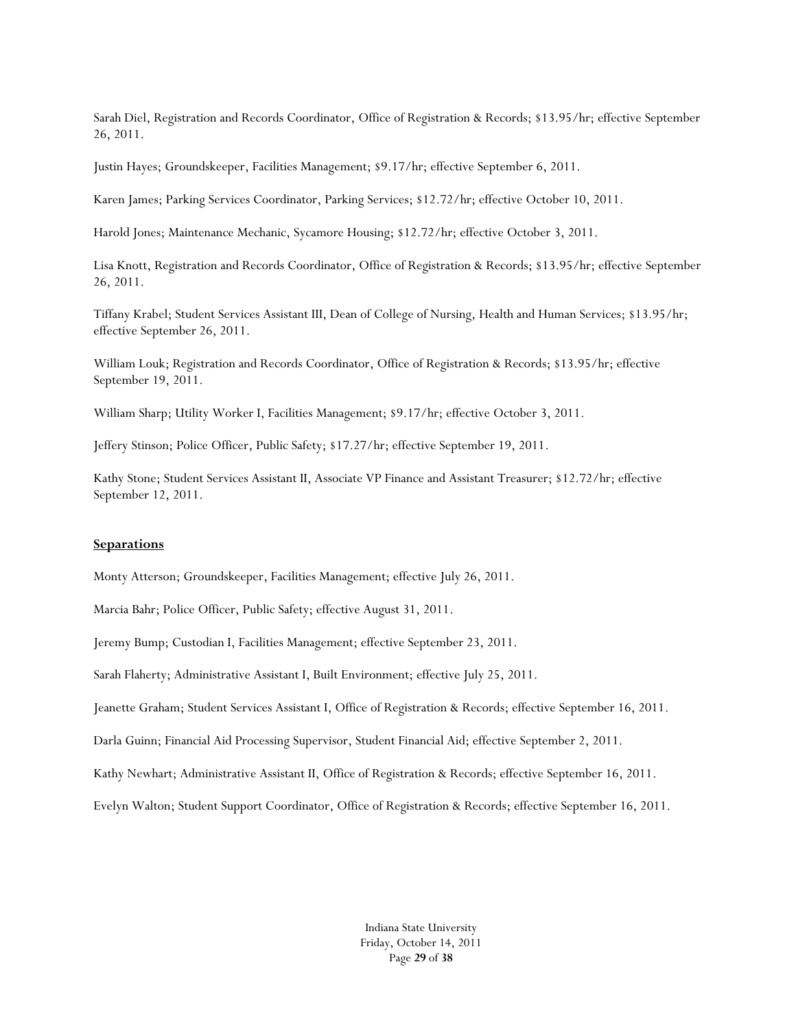Sarah Diel, Registration and Records Coordinator, Office of Registration & Records; $13.95/hr; effective September 26, 2011.

Justin Hayes; Groundskeeper, Facilities Management; $9.17/hr; effective September 6, 2011.

Karen James; Parking Services Coordinator, Parking Services; $12.72/hr; effective October 10, 2011.

Harold Jones; Maintenance Mechanic, Sycamore Housing; $12.72/hr; effective October 3, 2011.

Lisa Knott, Registration and Records Coordinator, Office of Registration & Records; $13.95/hr; effective September 26, 2011.

Tiffany Krabel; Student Services Assistant III, Dean of College of Nursing, Health and Human Services; $13.95/hr; effective September 26, 2011.

William Louk; Registration and Records Coordinator, Office of Registration & Records; $13.95/hr; effective September 19, 2011.

William Sharp; Utility Worker I, Facilities Management; $9.17/hr; effective October 3, 2011.

Jeffery Stinson; Police Officer, Public Safety; $17.27/hr; effective September 19, 2011.

Kathy Stone; Student Services Assistant II, Associate VP Finance and Assistant Treasurer; $12.72/hr; effective September 12, 2011.

**Separations**

Monty Atterson; Groundskeeper, Facilities Management; effective July 26, 2011.

Marcia Bahr; Police Officer, Public Safety; effective August 31, 2011.

Jeremy Bump; Custodian I, Facilities Management; effective September 23, 2011.

Sarah Flaherty; Administrative Assistant I, Built Environment; effective July 25, 2011.

Jeanette Graham; Student Services Assistant I, Office of Registration & Records; effective September 16, 2011.

Darla Guinn; Financial Aid Processing Supervisor, Student Financial Aid; effective September 2, 2011.

Kathy Newhart; Administrative Assistant II, Office of Registration & Records; effective September 16, 2011.

Evelyn Walton; Student Support Coordinator, Office of Registration & Records; effective September 16, 2011.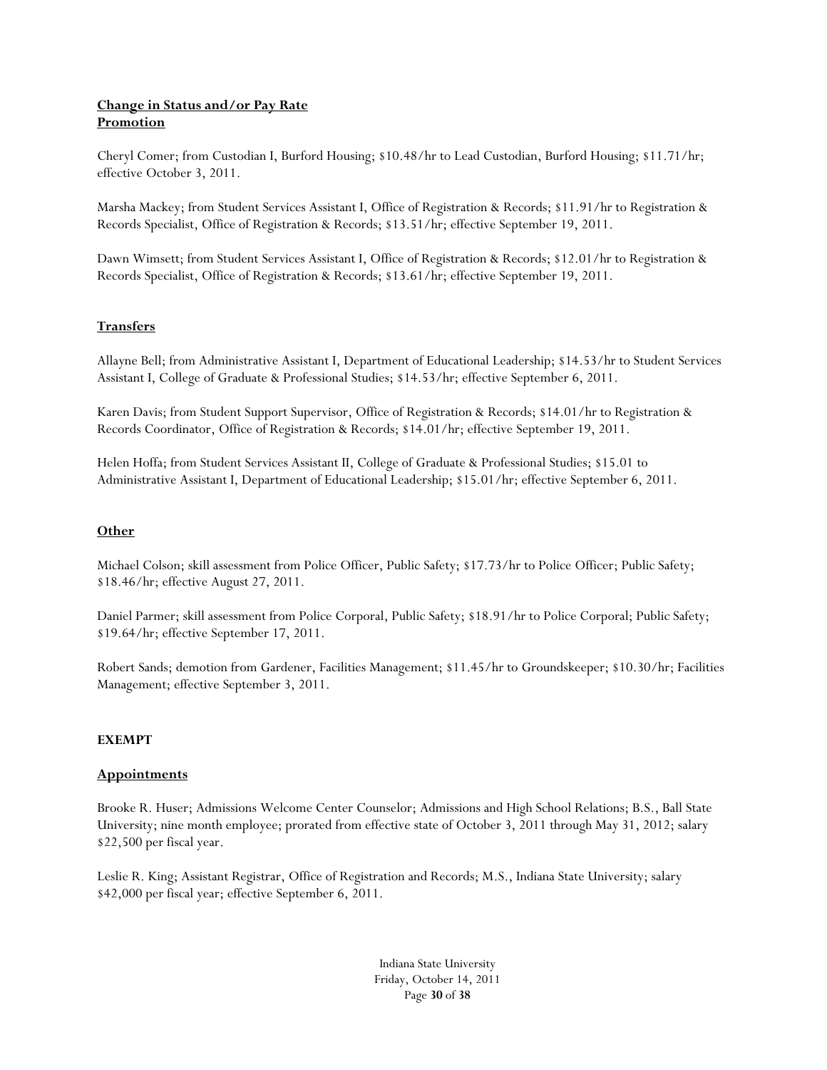**Change in Status and/or Pay Rate**
**Promotion**

Cheryl Comer; from Custodian I, Burford Housing; $10.48/hr to Lead Custodian, Burford Housing; $11.71/hr; effective October 3, 2011.

Marsha Mackey; from Student Services Assistant I, Office of Registration & Records; $11.91/hr to Registration & Records Specialist, Office of Registration & Records; $13.51/hr; effective September 19, 2011.

Dawn Wimsett; from Student Services Assistant I, Office of Registration & Records; $12.01/hr to Registration & Records Specialist, Office of Registration & Records; $13.61/hr; effective September 19, 2011.

**Transfers**

Allayne Bell; from Administrative Assistant I, Department of Educational Leadership; $14.53/hr to Student Services Assistant I, College of Graduate & Professional Studies; $14.53/hr; effective September 6, 2011.

Karen Davis; from Student Support Supervisor, Office of Registration & Records; $14.01/hr to Registration & Records Coordinator, Office of Registration & Records; $14.01/hr; effective September 19, 2011.

Helen Hoffa; from Student Services Assistant II, College of Graduate & Professional Studies; $15.01 to Administrative Assistant I, Department of Educational Leadership; $15.01/hr; effective September 6, 2011.

**Other**

Michael Colson; skill assessment from Police Officer, Public Safety; $17.73/hr to Police Officer; Public Safety; $18.46/hr; effective August 27, 2011.

Daniel Parmer; skill assessment from Police Corporal, Public Safety; $18.91/hr to Police Corporal; Public Safety; $19.64/hr; effective September 17, 2011.

Robert Sands; demotion from Gardener, Facilities Management; $11.45/hr to Groundskeeper; $10.30/hr; Facilities Management; effective September 3, 2011.

**EXEMPT**

**Appointments**

Brooke R. Huser; Admissions Welcome Center Counselor; Admissions and High School Relations; B.S., Ball State University; nine month employee; prorated from effective state of October 3, 2011 through May 31, 2012; salary $22,500 per fiscal year.

Leslie R. King; Assistant Registrar, Office of Registration and Records; M.S., Indiana State University; salary $42,000 per fiscal year; effective September 6, 2011.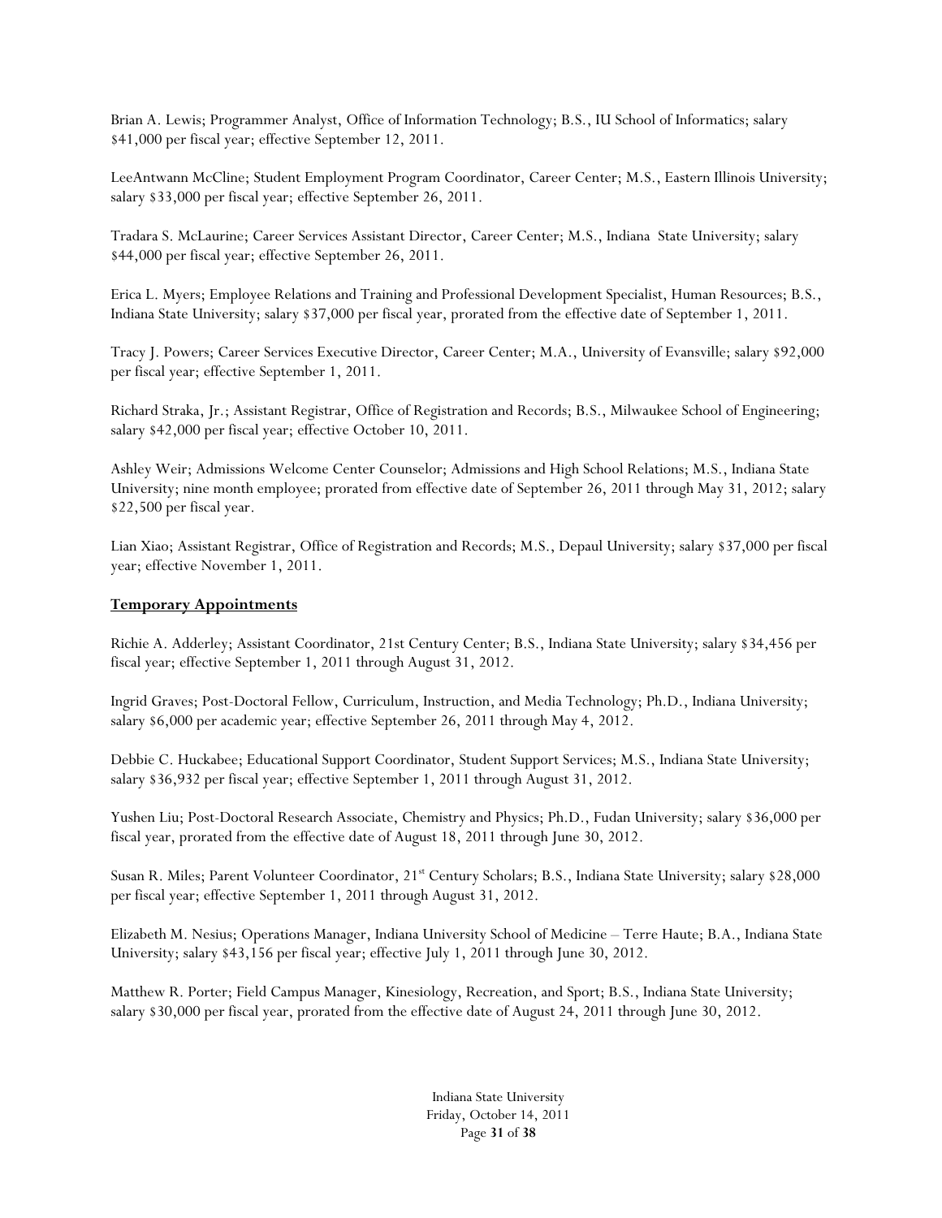Brian A. Lewis; Programmer Analyst, Office of Information Technology; B.S., IU School of Informatics; salary $41,000 per fiscal year; effective September 12, 2011.

LeeAntwann McCline; Student Employment Program Coordinator, Career Center; M.S., Eastern Illinois University; salary $33,000 per fiscal year; effective September 26, 2011.

Tradara S. McLaurine; Career Services Assistant Director, Career Center; M.S., Indiana State University; salary $44,000 per fiscal year; effective September 26, 2011.

Erica L. Myers; Employee Relations and Training and Professional Development Specialist, Human Resources; B.S., Indiana State University; salary $37,000 per fiscal year, prorated from the effective date of September 1, 2011.

Tracy J. Powers; Career Services Executive Director, Career Center; M.A., University of Evansville; salary $92,000 per fiscal year; effective September 1, 2011.

Richard Straka, Jr.; Assistant Registrar, Office of Registration and Records; B.S., Milwaukee School of Engineering; salary $42,000 per fiscal year; effective October 10, 2011.

Ashley Weir; Admissions Welcome Center Counselor; Admissions and High School Relations; M.S., Indiana State University; nine month employee; prorated from effective date of September 26, 2011 through May 31, 2012; salary $22,500 per fiscal year.

Lian Xiao; Assistant Registrar, Office of Registration and Records; M.S., Depaul University; salary $37,000 per fiscal year; effective November 1, 2011.

**Temporary Appointments**

Richie A. Adderley; Assistant Coordinator, 21st Century Center; B.S., Indiana State University; salary $34,456 per fiscal year; effective September 1, 2011 through August 31, 2012.

Ingrid Graves; Post-Doctoral Fellow, Curriculum, Instruction, and Media Technology; Ph.D., Indiana University; salary $6,000 per academic year; effective September 26, 2011 through May 4, 2012.

Debbie C. Huckabee; Educational Support Coordinator, Student Support Services; M.S., Indiana State University; salary $36,932 per fiscal year; effective September 1, 2011 through August 31, 2012.

Yushen Liu; Post-Doctoral Research Associate, Chemistry and Physics; Ph.D., Fudan University; salary $36,000 per fiscal year, prorated from the effective date of August 18, 2011 through June 30, 2012.

Susan R. Miles; Parent Volunteer Coordinator, 21st Century Scholars; B.S., Indiana State University; salary $28,000 per fiscal year; effective September 1, 2011 through August 31, 2012.

Elizabeth M. Nesius; Operations Manager, Indiana University School of Medicine – Terre Haute; B.A., Indiana State University; salary $43,156 per fiscal year; effective July 1, 2011 through June 30, 2012.

Matthew R. Porter; Field Campus Manager, Kinesiology, Recreation, and Sport; B.S., Indiana State University; salary $30,000 per fiscal year, prorated from the effective date of August 24, 2011 through June 30, 2012.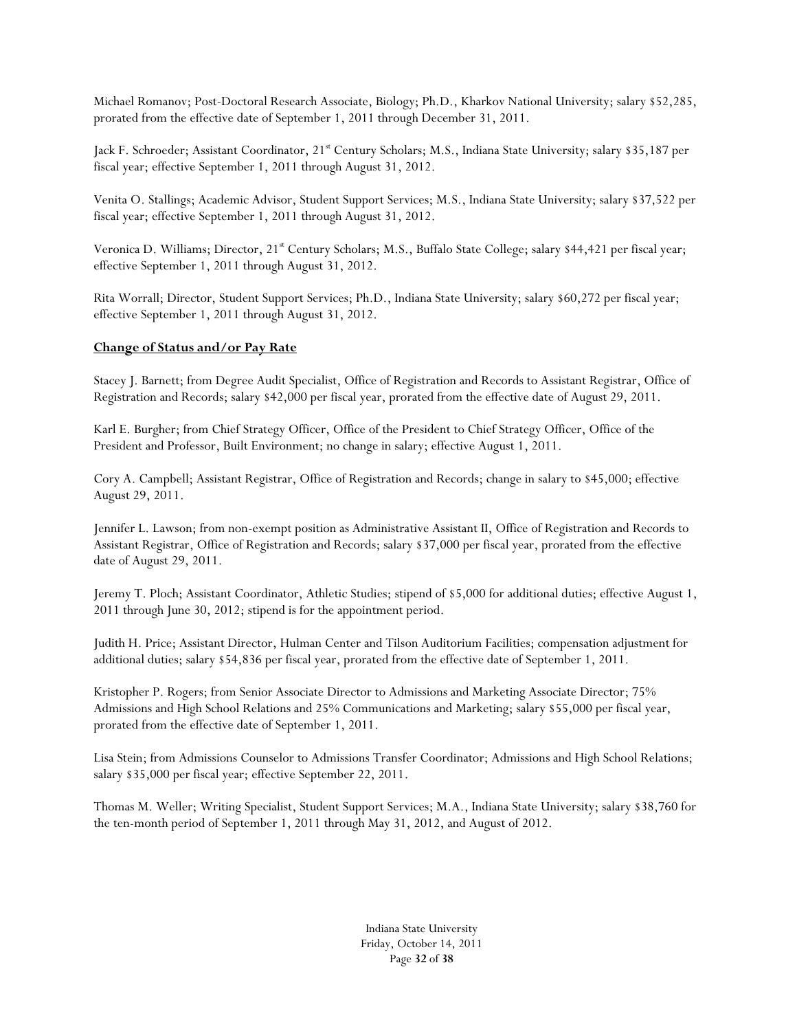Michael Romanov; Post-Doctoral Research Associate, Biology; Ph.D., Kharkov National University; salary $52,285, prorated from the effective date of September 1, 2011 through December 31, 2011.

Jack F. Schroeder; Assistant Coordinator, 21st Century Scholars; M.S., Indiana State University; salary $35,187 per fiscal year; effective September 1, 2011 through August 31, 2012.

Venita O. Stallings; Academic Advisor, Student Support Services; M.S., Indiana State University; salary $37,522 per fiscal year; effective September 1, 2011 through August 31, 2012.

Veronica D. Williams; Director, 21st Century Scholars; M.S., Buffalo State College; salary $44,421 per fiscal year; effective September 1, 2011 through August 31, 2012.

Rita Worrall; Director, Student Support Services; Ph.D., Indiana State University; salary $60,272 per fiscal year; effective September 1, 2011 through August 31, 2012.

**Change of Status and/or Pay Rate**

Stacey J. Barnett; from Degree Audit Specialist, Office of Registration and Records to Assistant Registrar, Office of Registration and Records; salary $42,000 per fiscal year, prorated from the effective date of August 29, 2011.

Karl E. Burgher; from Chief Strategy Officer, Office of the President to Chief Strategy Officer, Office of the President and Professor, Built Environment; no change in salary; effective August 1, 2011.

Cory A. Campbell; Assistant Registrar, Office of Registration and Records; change in salary to $45,000; effective August 29, 2011.

Jennifer L. Lawson; from non-exempt position as Administrative Assistant II, Office of Registration and Records to Assistant Registrar, Office of Registration and Records; salary $37,000 per fiscal year, prorated from the effective date of August 29, 2011.

Jeremy T. Ploch; Assistant Coordinator, Athletic Studies; stipend of $5,000 for additional duties; effective August 1, 2011 through June 30, 2012; stipend is for the appointment period.

Judith H. Price; Assistant Director, Hulman Center and Tilson Auditorium Facilities; compensation adjustment for additional duties; salary $54,836 per fiscal year, prorated from the effective date of September 1, 2011.

Kristopher P. Rogers; from Senior Associate Director to Admissions and Marketing Associate Director; 75% Admissions and High School Relations and 25% Communications and Marketing; salary $55,000 per fiscal year, prorated from the effective date of September 1, 2011.

Lisa Stein; from Admissions Counselor to Admissions Transfer Coordinator; Admissions and High School Relations; salary $35,000 per fiscal year; effective September 22, 2011.

Thomas M. Weller; Writing Specialist, Student Support Services; M.A., Indiana State University; salary $38,760 for the ten-month period of September 1, 2011 through May 31, 2012, and August of 2012.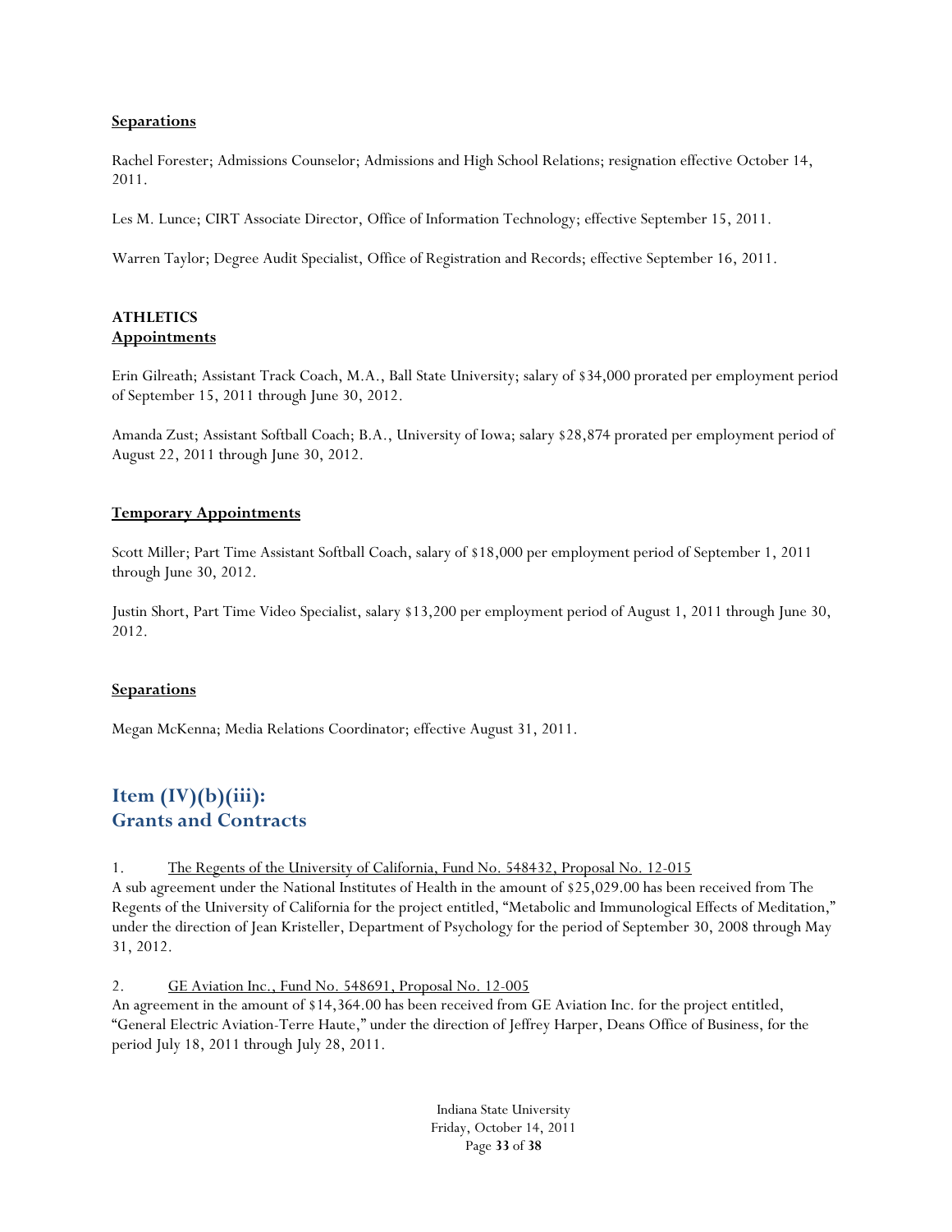**Separations**

Rachel Forester; Admissions Counselor; Admissions and High School Relations; resignation effective October 14, 2011.

Les M. Lunce; CIRT Associate Director, Office of Information Technology; effective September 15, 2011.

Warren Taylor; Degree Audit Specialist, Office of Registration and Records; effective September 16, 2011.

**ATHLETICS**
**Appointments**

Erin Gilreath; Assistant Track Coach, M.A., Ball State University; salary of $34,000 prorated per employment period of September 15, 2011 through June 30, 2012.

Amanda Zust; Assistant Softball Coach; B.A., University of Iowa; salary $28,874 prorated per employment period of August 22, 2011 through June 30, 2012.

**Temporary Appointments**

Scott Miller; Part Time Assistant Softball Coach, salary of $18,000 per employment period of September 1, 2011 through June 30, 2012.

Justin Short, Part Time Video Specialist, salary $13,200 per employment period of August 1, 2011 through June 30, 2012.

**Separations**

Megan McKenna; Media Relations Coordinator; effective August 31, 2011.

## Item (IV)(b)(iii): Grants and Contracts

1. The Regents of the University of California, Fund No. 548432, Proposal No. 12-015
A sub agreement under the National Institutes of Health in the amount of $25,029.00 has been received from The Regents of the University of California for the project entitled, "Metabolic and Immunological Effects of Meditation," under the direction of Jean Kristeller, Department of Psychology for the period of September 30, 2008 through May 31, 2012.

2. GE Aviation Inc., Fund No. 548691, Proposal No. 12-005
An agreement in the amount of $14,364.00 has been received from GE Aviation Inc. for the project entitled, "General Electric Aviation-Terre Haute," under the direction of Jeffrey Harper, Deans Office of Business, for the period July 18, 2011 through July 28, 2011.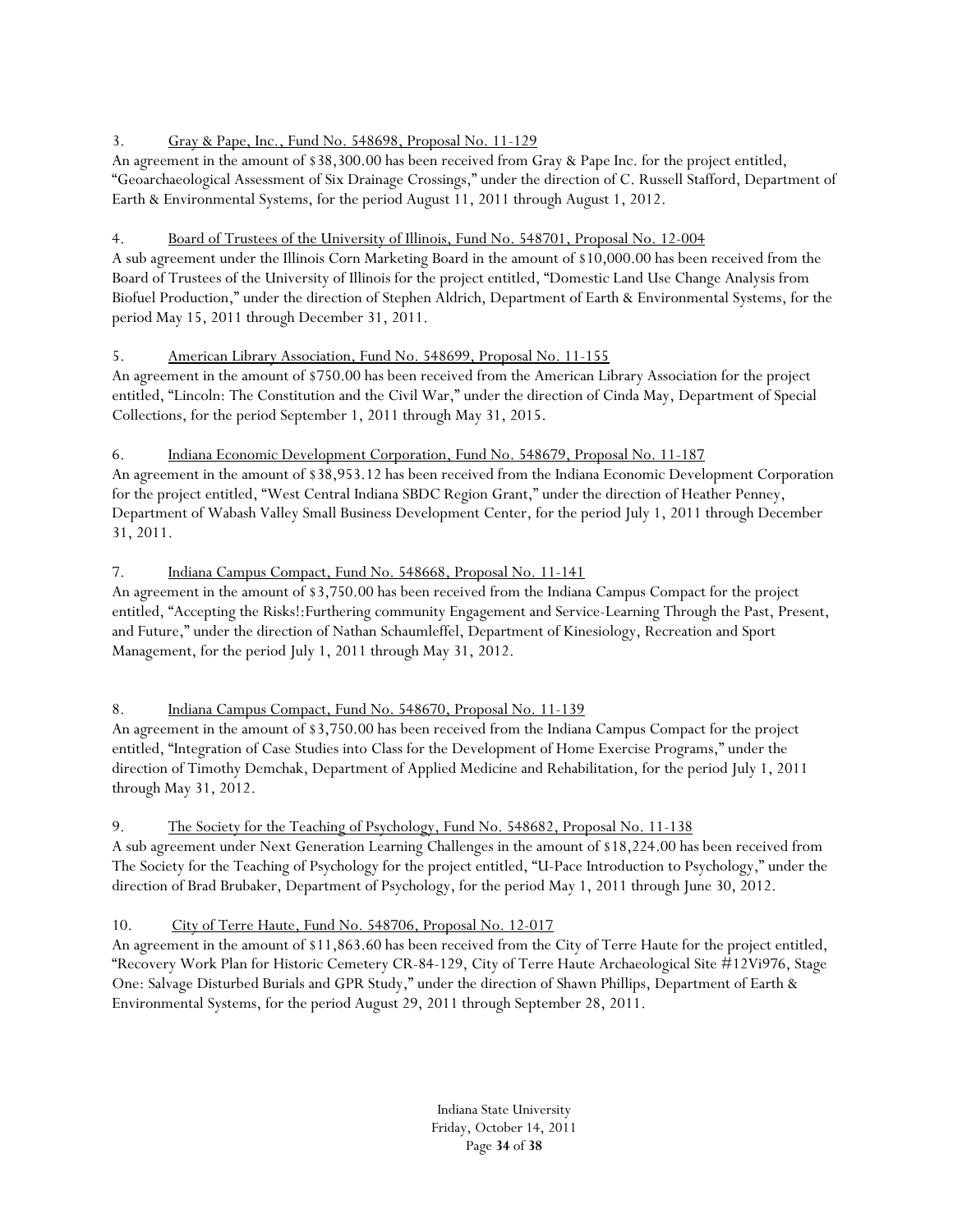3. Gray & Pape, Inc., Fund No. 548698, Proposal No. 11-129

An agreement in the amount of $38,300.00 has been received from Gray & Pape Inc. for the project entitled, "Geoarchaeological Assessment of Six Drainage Crossings," under the direction of C. Russell Stafford, Department of Earth & Environmental Systems, for the period August 11, 2011 through August 1, 2012.

4. Board of Trustees of the University of Illinois, Fund No. 548701, Proposal No. 12-004

A sub agreement under the Illinois Corn Marketing Board in the amount of $10,000.00 has been received from the Board of Trustees of the University of Illinois for the project entitled, "Domestic Land Use Change Analysis from Biofuel Production," under the direction of Stephen Aldrich, Department of Earth & Environmental Systems, for the period May 15, 2011 through December 31, 2011.

5. American Library Association, Fund No. 548699, Proposal No. 11-155

An agreement in the amount of $750.00 has been received from the American Library Association for the project entitled, "Lincoln: The Constitution and the Civil War," under the direction of Cinda May, Department of Special Collections, for the period September 1, 2011 through May 31, 2015.

6. Indiana Economic Development Corporation, Fund No. 548679, Proposal No. 11-187

An agreement in the amount of $38,953.12 has been received from the Indiana Economic Development Corporation for the project entitled, "West Central Indiana SBDC Region Grant," under the direction of Heather Penney, Department of Wabash Valley Small Business Development Center, for the period July 1, 2011 through December 31, 2011.

7. Indiana Campus Compact, Fund No. 548668, Proposal No. 11-141

An agreement in the amount of $3,750.00 has been received from the Indiana Campus Compact for the project entitled, "Accepting the Risks!:Furthering community Engagement and Service-Learning Through the Past, Present, and Future," under the direction of Nathan Schaumleffel, Department of Kinesiology, Recreation and Sport Management, for the period July 1, 2011 through May 31, 2012.

8. Indiana Campus Compact, Fund No. 548670, Proposal No. 11-139

An agreement in the amount of $3,750.00 has been received from the Indiana Campus Compact for the project entitled, "Integration of Case Studies into Class for the Development of Home Exercise Programs," under the direction of Timothy Demchak, Department of Applied Medicine and Rehabilitation, for the period July 1, 2011 through May 31, 2012.

9. The Society for the Teaching of Psychology, Fund No. 548682, Proposal No. 11-138

A sub agreement under Next Generation Learning Challenges in the amount of $18,224.00 has been received from The Society for the Teaching of Psychology for the project entitled, "U-Pace Introduction to Psychology," under the direction of Brad Brubaker, Department of Psychology, for the period May 1, 2011 through June 30, 2012.

10. City of Terre Haute, Fund No. 548706, Proposal No. 12-017

An agreement in the amount of $11,863.60 has been received from the City of Terre Haute for the project entitled, "Recovery Work Plan for Historic Cemetery CR-84-129, City of Terre Haute Archaeological Site #12Vi976, Stage One: Salvage Disturbed Burials and GPR Study," under the direction of Shawn Phillips, Department of Earth & Environmental Systems, for the period August 29, 2011 through September 28, 2011.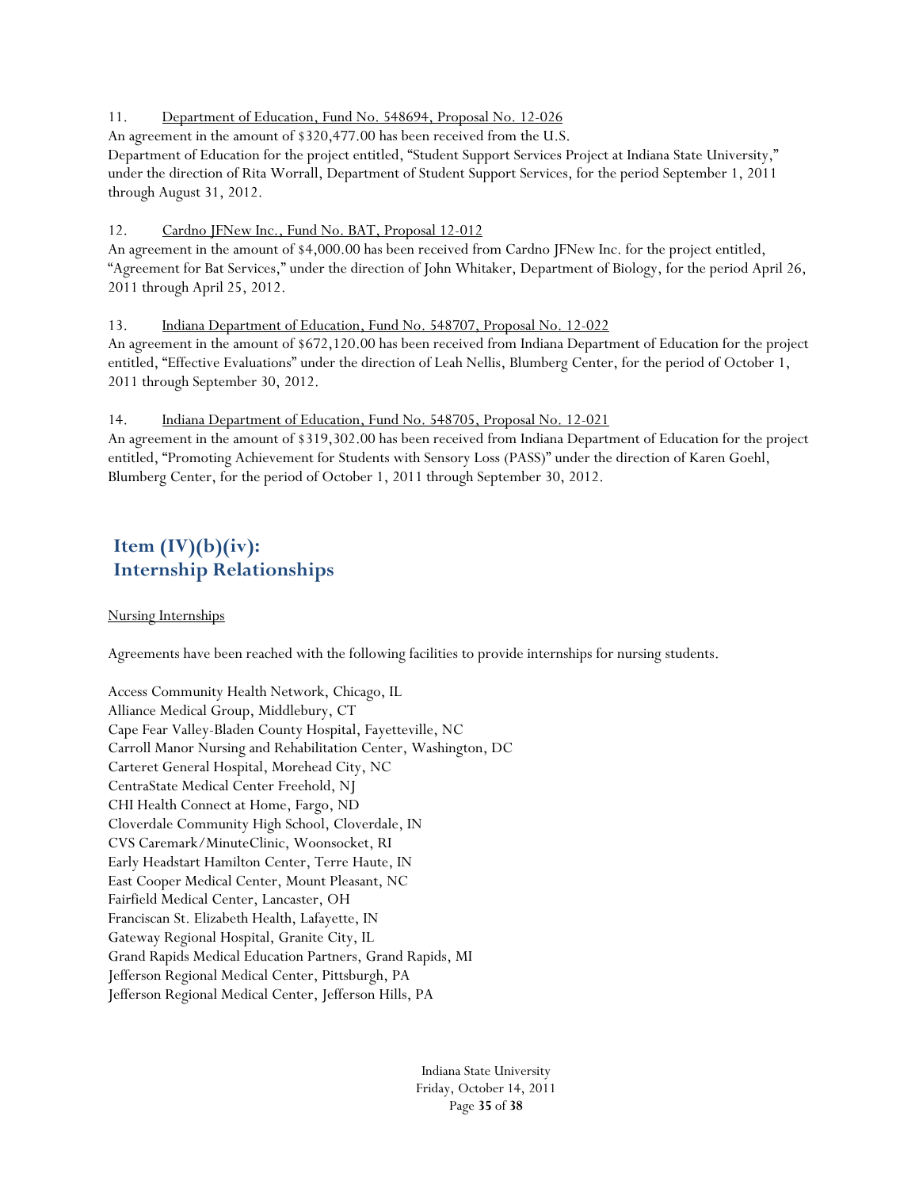11. Department of Education, Fund No. 548694, Proposal No. 12-026

An agreement in the amount of $320,477.00 has been received from the U.S. Department of Education for the project entitled, "Student Support Services Project at Indiana State University," under the direction of Rita Worrall, Department of Student Support Services, for the period September 1, 2011 through August 31, 2012.

12. Cardno JFNew Inc., Fund No. BAT, Proposal 12-012

An agreement in the amount of $4,000.00 has been received from Cardno JFNew Inc. for the project entitled, "Agreement for Bat Services," under the direction of John Whitaker, Department of Biology, for the period April 26, 2011 through April 25, 2012.

13. Indiana Department of Education, Fund No. 548707, Proposal No. 12-022

An agreement in the amount of $672,120.00 has been received from Indiana Department of Education for the project entitled, "Effective Evaluations" under the direction of Leah Nellis, Blumberg Center, for the period of October 1, 2011 through September 30, 2012.

14. Indiana Department of Education, Fund No. 548705, Proposal No. 12-021

An agreement in the amount of $319,302.00 has been received from Indiana Department of Education for the project entitled, "Promoting Achievement for Students with Sensory Loss (PASS)" under the direction of Karen Goehl, Blumberg Center, for the period of October 1, 2011 through September 30, 2012.

## Item (IV)(b)(iv): Internship Relationships

Nursing Internships

Agreements have been reached with the following facilities to provide internships for nursing students.

Access Community Health Network, Chicago, IL
Alliance Medical Group, Middlebury, CT
Cape Fear Valley-Bladen County Hospital, Fayetteville, NC
Carroll Manor Nursing and Rehabilitation Center, Washington, DC
Carteret General Hospital, Morehead City, NC
CentraState Medical Center Freehold, NJ
CHI Health Connect at Home, Fargo, ND
Cloverdale Community High School, Cloverdale, IN
CVS Caremark/MinuteClinic, Woonsocket, RI
Early Headstart Hamilton Center, Terre Haute, IN
East Cooper Medical Center, Mount Pleasant, NC
Fairfield Medical Center, Lancaster, OH
Franciscan St. Elizabeth Health, Lafayette, IN
Gateway Regional Hospital, Granite City, IL
Grand Rapids Medical Education Partners, Grand Rapids, MI
Jefferson Regional Medical Center, Pittsburgh, PA
Jefferson Regional Medical Center, Jefferson Hills, PA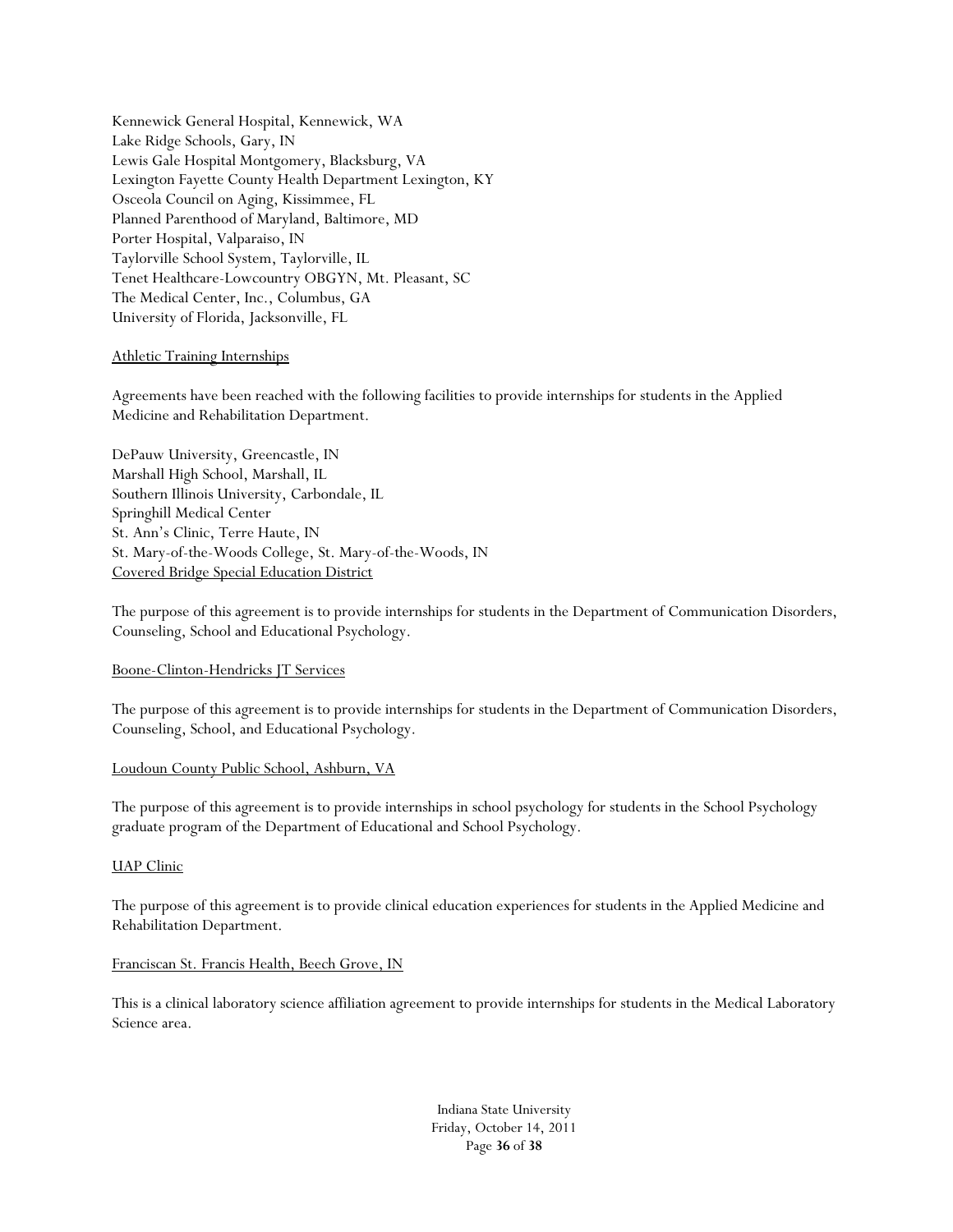Kennewick General Hospital, Kennewick, WA
Lake Ridge Schools, Gary, IN
Lewis Gale Hospital Montgomery, Blacksburg, VA
Lexington Fayette County Health Department Lexington, KY
Osceola Council on Aging, Kissimmee, FL
Planned Parenthood of Maryland, Baltimore, MD
Porter Hospital, Valparaiso, IN
Taylorville School System, Taylorville, IL
Tenet Healthcare-Lowcountry OBGYN, Mt. Pleasant, SC
The Medical Center, Inc., Columbus, GA
University of Florida, Jacksonville, FL

<u>Athletic Training Internships</u>

Agreements have been reached with the following facilities to provide internships for students in the Applied Medicine and Rehabilitation Department.

DePauw University, Greencastle, IN
Marshall High School, Marshall, IL
Southern Illinois University, Carbondale, IL
Springhill Medical Center
St. Ann's Clinic, Terre Haute, IN
St. Mary-of-the-Woods College, St. Mary-of-the-Woods, IN

<u>Covered Bridge Special Education District</u>

The purpose of this agreement is to provide internships for students in the Department of Communication Disorders, Counseling, School and Educational Psychology.

<u>Boone-Clinton-Hendricks JT Services</u>

The purpose of this agreement is to provide internships for students in the Department of Communication Disorders, Counseling, School, and Educational Psychology.

<u>Loudoun County Public School, Ashburn, VA</u>

The purpose of this agreement is to provide internships in school psychology for students in the School Psychology graduate program of the Department of Educational and School Psychology.

<u>UAP Clinic</u>

The purpose of this agreement is to provide clinical education experiences for students in the Applied Medicine and Rehabilitation Department.

<u>Franciscan St. Francis Health, Beech Grove, IN</u>

This is a clinical laboratory science affiliation agreement to provide internships for students in the Medical Laboratory Science area.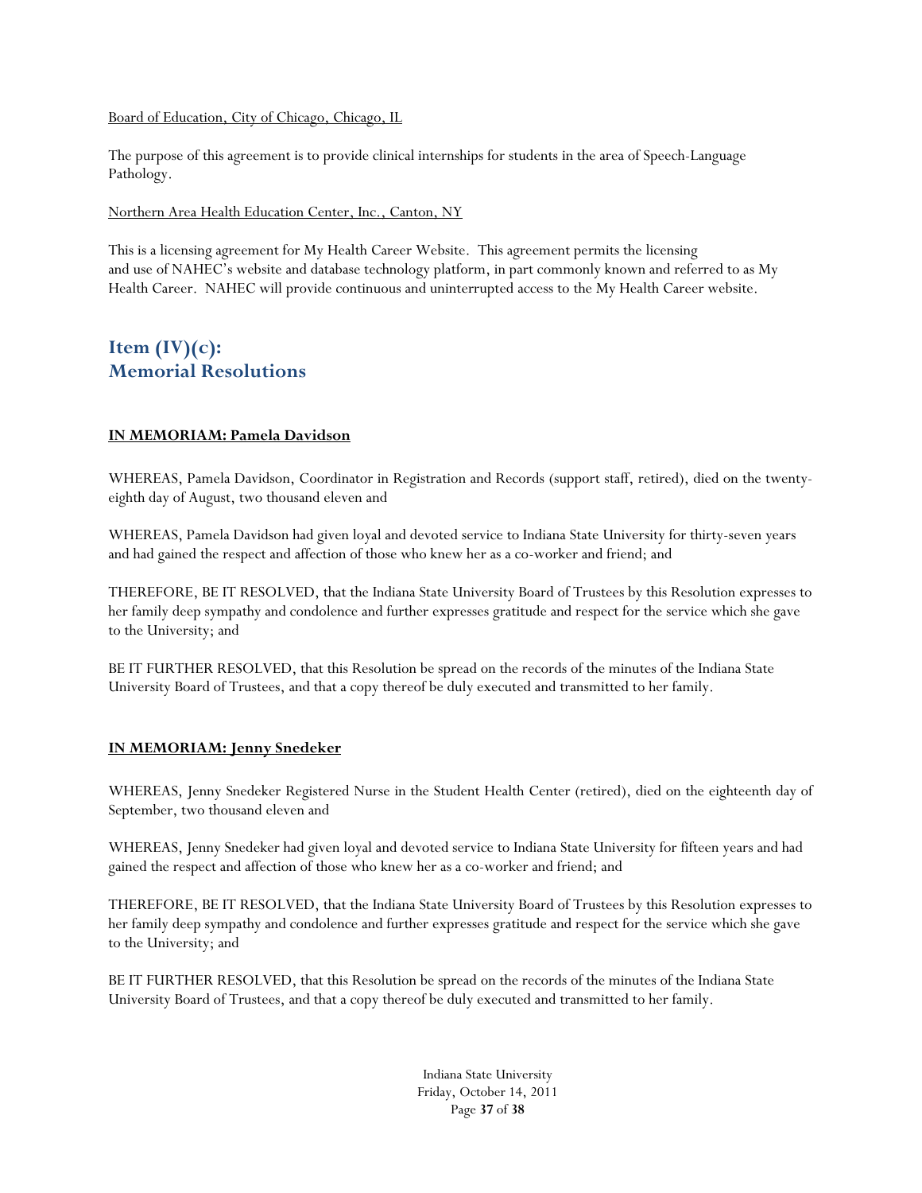Board of Education, City of Chicago, Chicago, IL

The purpose of this agreement is to provide clinical internships for students in the area of Speech-Language Pathology.

Northern Area Health Education Center, Inc., Canton, NY

This is a licensing agreement for My Health Career Website. This agreement permits the licensing and use of NAHEC's website and database technology platform, in part commonly known and referred to as My Health Career. NAHEC will provide continuous and uninterrupted access to the My Health Career website.

## Item (IV)(c): Memorial Resolutions

**IN MEMORIAM: Pamela Davidson**

WHEREAS, Pamela Davidson, Coordinator in Registration and Records (support staff, retired), died on the twenty-eighth day of August, two thousand eleven and

WHEREAS, Pamela Davidson had given loyal and devoted service to Indiana State University for thirty-seven years and had gained the respect and affection of those who knew her as a co-worker and friend; and

THEREFORE, BE IT RESOLVED, that the Indiana State University Board of Trustees by this Resolution expresses to her family deep sympathy and condolence and further expresses gratitude and respect for the service which she gave to the University; and

BE IT FURTHER RESOLVED, that this Resolution be spread on the records of the minutes of the Indiana State University Board of Trustees, and that a copy thereof be duly executed and transmitted to her family.

**IN MEMORIAM: Jenny Snedeker**

WHEREAS, Jenny Snedeker Registered Nurse in the Student Health Center (retired), died on the eighteenth day of September, two thousand eleven and

WHEREAS, Jenny Snedeker had given loyal and devoted service to Indiana State University for fifteen years and had gained the respect and affection of those who knew her as a co-worker and friend; and

THEREFORE, BE IT RESOLVED, that the Indiana State University Board of Trustees by this Resolution expresses to her family deep sympathy and condolence and further expresses gratitude and respect for the service which she gave to the University; and

BE IT FURTHER RESOLVED, that this Resolution be spread on the records of the minutes of the Indiana State University Board of Trustees, and that a copy thereof be duly executed and transmitted to her family.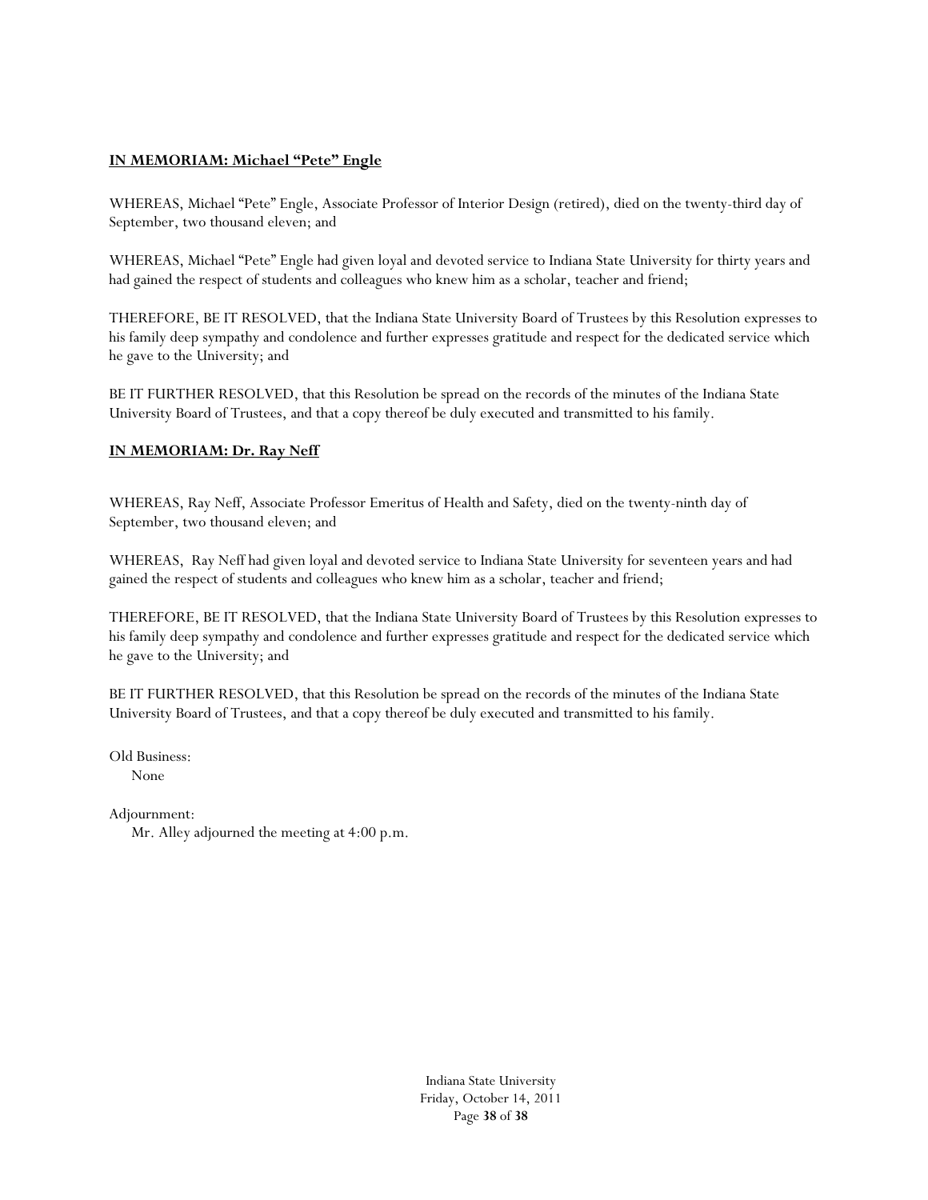**IN MEMORIAM: Michael "Pete" Engle**

WHEREAS, Michael "Pete" Engle, Associate Professor of Interior Design (retired), died on the twenty-third day of September, two thousand eleven; and

WHEREAS, Michael "Pete" Engle had given loyal and devoted service to Indiana State University for thirty years and had gained the respect of students and colleagues who knew him as a scholar, teacher and friend;

THEREFORE, BE IT RESOLVED, that the Indiana State University Board of Trustees by this Resolution expresses to his family deep sympathy and condolence and further expresses gratitude and respect for the dedicated service which he gave to the University; and

BE IT FURTHER RESOLVED, that this Resolution be spread on the records of the minutes of the Indiana State University Board of Trustees, and that a copy thereof be duly executed and transmitted to his family.

**IN MEMORIAM: Dr. Ray Neff**

WHEREAS, Ray Neff, Associate Professor Emeritus of Health and Safety, died on the twenty-ninth day of September, two thousand eleven; and

WHEREAS, Ray Neff had given loyal and devoted service to Indiana State University for seventeen years and had gained the respect of students and colleagues who knew him as a scholar, teacher and friend;

THEREFORE, BE IT RESOLVED, that the Indiana State University Board of Trustees by this Resolution expresses to his family deep sympathy and condolence and further expresses gratitude and respect for the dedicated service which he gave to the University; and

BE IT FURTHER RESOLVED, that this Resolution be spread on the records of the minutes of the Indiana State University Board of Trustees, and that a copy thereof be duly executed and transmitted to his family.

Old Business:
None

Adjournment:
Mr. Alley adjourned the meeting at 4:00 p.m.